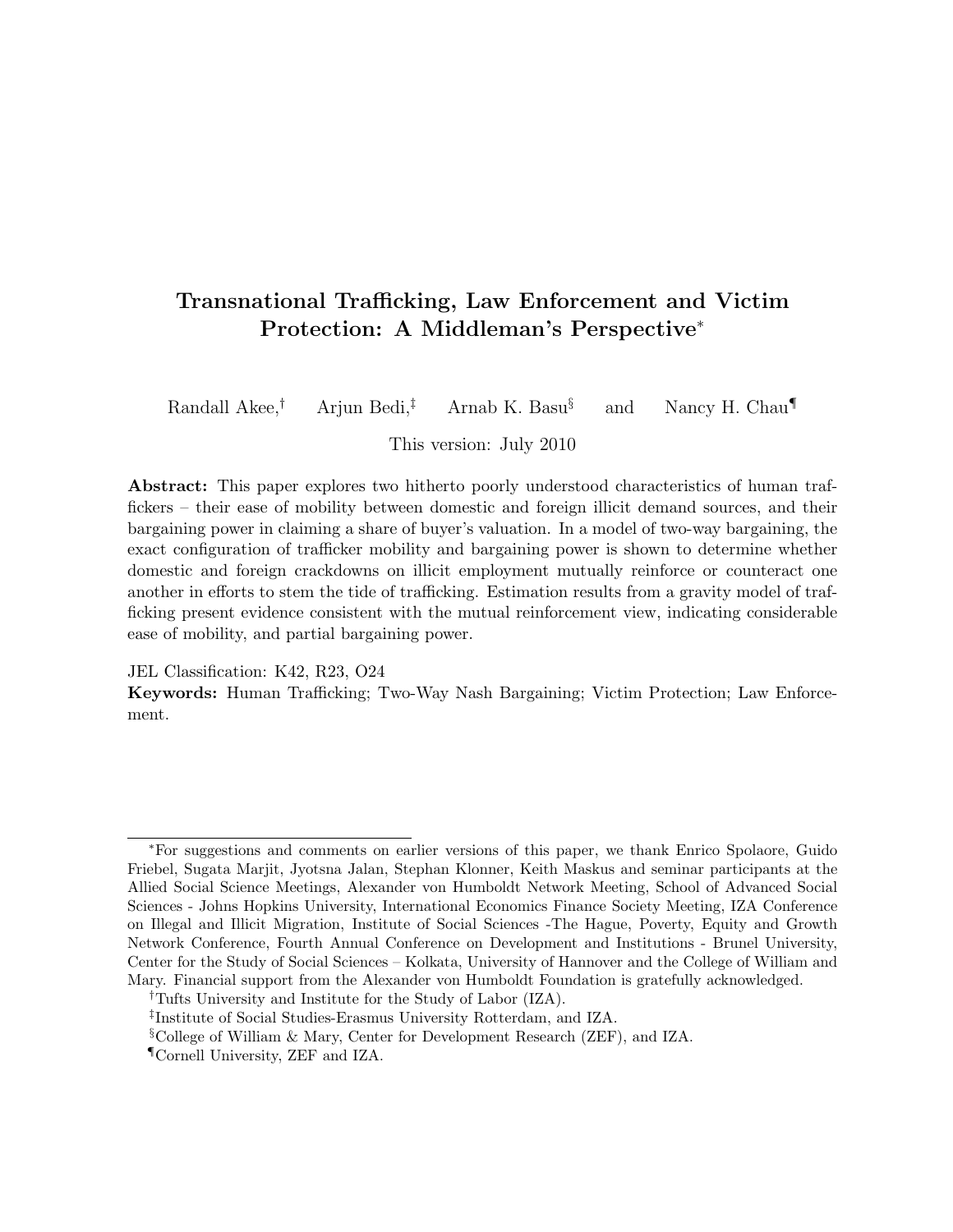# Transnational Trafficking, Law Enforcement and Victim Protection: A Middleman's Perspective[*]

Randall Akee,[†] Arjun Bedi,[‡] Arnab K. Basu[§] and Nancy H. Chau[¶]

This version: July 2010

**Abstract:** This paper explores two hitherto poorly understood characteristics of human traffickers – their ease of mobility between domestic and foreign illicit demand sources, and their bargaining power in claiming a share of buyer's valuation. In a model of two-way bargaining, the exact configuration of trafficker mobility and bargaining power is shown to determine whether domestic and foreign crackdowns on illicit employment mutually reinforce or counteract one another in efforts to stem the tide of trafficking. Estimation results from a gravity model of trafficking present evidence consistent with the mutual reinforcement view, indicating considerable ease of mobility, and partial bargaining power.

JEL Classification: K42, R23, O24

**Keywords:** Human Trafficking; Two-Way Nash Bargaining; Victim Protection; Law Enforcement.

---

[*] For suggestions and comments on earlier versions of this paper, we thank Enrico Spolaore, Guido Friebel, Sugata Marjit, Jyotsna Jalan, Stephan Klonner, Keith Maskus and seminar participants at the Allied Social Science Meetings, Alexander von Humboldt Network Meeting, School of Advanced Social Sciences - Johns Hopkins University, International Economics Finance Society Meeting, IZA Conference on Illegal and Illicit Migration, Institute of Social Sciences -The Hague, Poverty, Equity and Growth Network Conference, Fourth Annual Conference on Development and Institutions - Brunel University, Center for the Study of Social Sciences – Kolkata, University of Hannover and the College of William and Mary. Financial support from the Alexander von Humboldt Foundation is gratefully acknowledged.

[†] Tufts University and Institute for the Study of Labor (IZA).

[‡] Institute of Social Studies-Erasmus University Rotterdam, and IZA.

[§] College of William & Mary, Center for Development Research (ZEF), and IZA.

[¶] Cornell University, ZEF and IZA.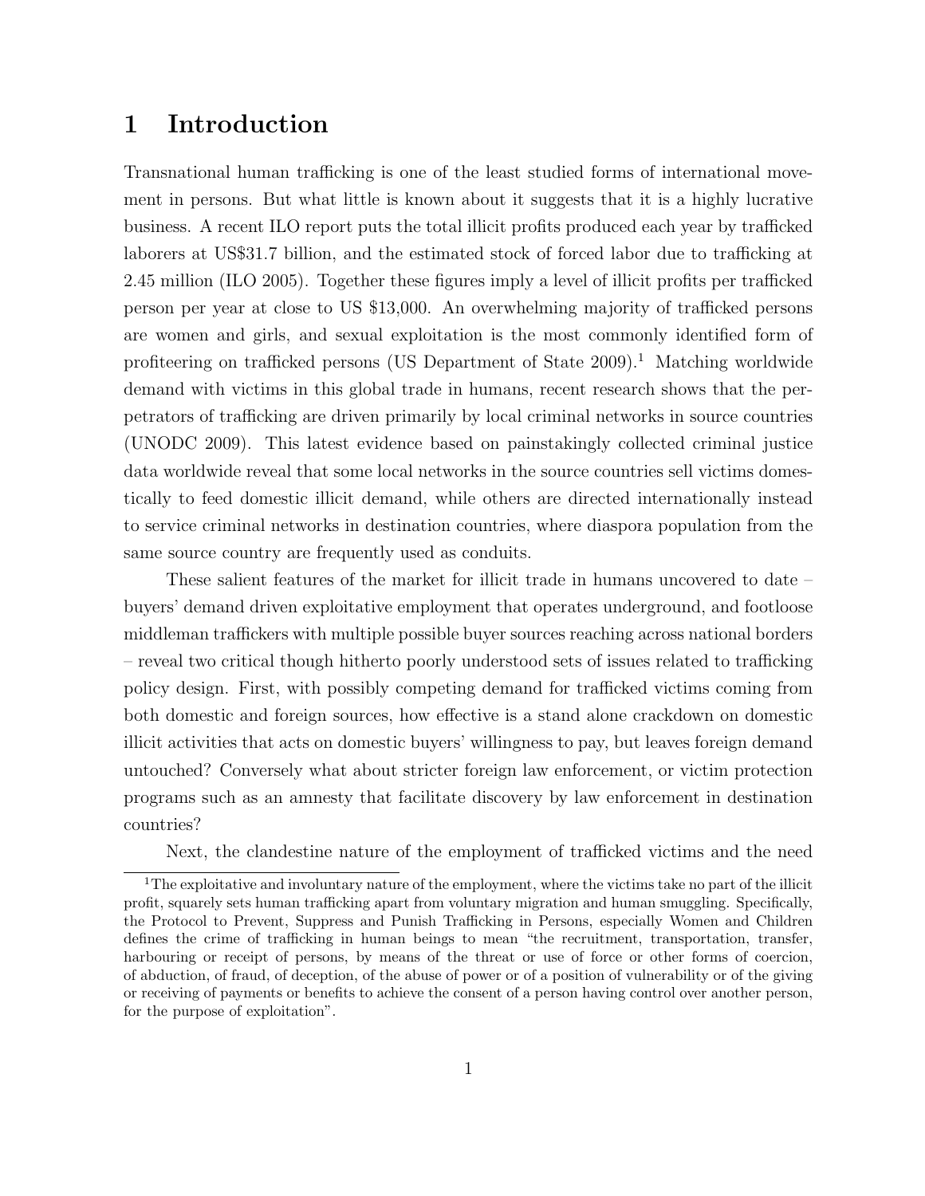# 1 Introduction

Transnational human trafficking is one of the least studied forms of international movement in persons. But what little is known about it suggests that it is a highly lucrative business. A recent ILO report puts the total illicit profits produced each year by trafficked laborers at US$31.7 billion, and the estimated stock of forced labor due to trafficking at 2.45 million (ILO 2005). Together these figures imply a level of illicit profits per trafficked person per year at close to US $13,000. An overwhelming majority of trafficked persons are women and girls, and sexual exploitation is the most commonly identified form of profiteering on trafficked persons (US Department of State 2009).[1] Matching worldwide demand with victims in this global trade in humans, recent research shows that the perpetrators of trafficking are driven primarily by local criminal networks in source countries (UNODC 2009). This latest evidence based on painstakingly collected criminal justice data worldwide reveal that some local networks in the source countries sell victims domestically to feed domestic illicit demand, while others are directed internationally instead to service criminal networks in destination countries, where diaspora population from the same source country are frequently used as conduits.

These salient features of the market for illicit trade in humans uncovered to date – buyers' demand driven exploitative employment that operates underground, and footloose middleman traffickers with multiple possible buyer sources reaching across national borders – reveal two critical though hitherto poorly understood sets of issues related to trafficking policy design. First, with possibly competing demand for trafficked victims coming from both domestic and foreign sources, how effective is a stand alone crackdown on domestic illicit activities that acts on domestic buyers' willingness to pay, but leaves foreign demand untouched? Conversely what about stricter foreign law enforcement, or victim protection programs such as an amnesty that facilitate discovery by law enforcement in destination countries?

Next, the clandestine nature of the employment of trafficked victims and the need

[1] The exploitative and involuntary nature of the employment, where the victims take no part of the illicit profit, squarely sets human trafficking apart from voluntary migration and human smuggling. Specifically, the Protocol to Prevent, Suppress and Punish Trafficking in Persons, especially Women and Children defines the crime of trafficking in human beings to mean "the recruitment, transportation, transfer, harbouring or receipt of persons, by means of the threat or use of force or other forms of coercion, of abduction, of fraud, of deception, of the abuse of power or of a position of vulnerability or of the giving or receiving of payments or benefits to achieve the consent of a person having control over another person, for the purpose of exploitation".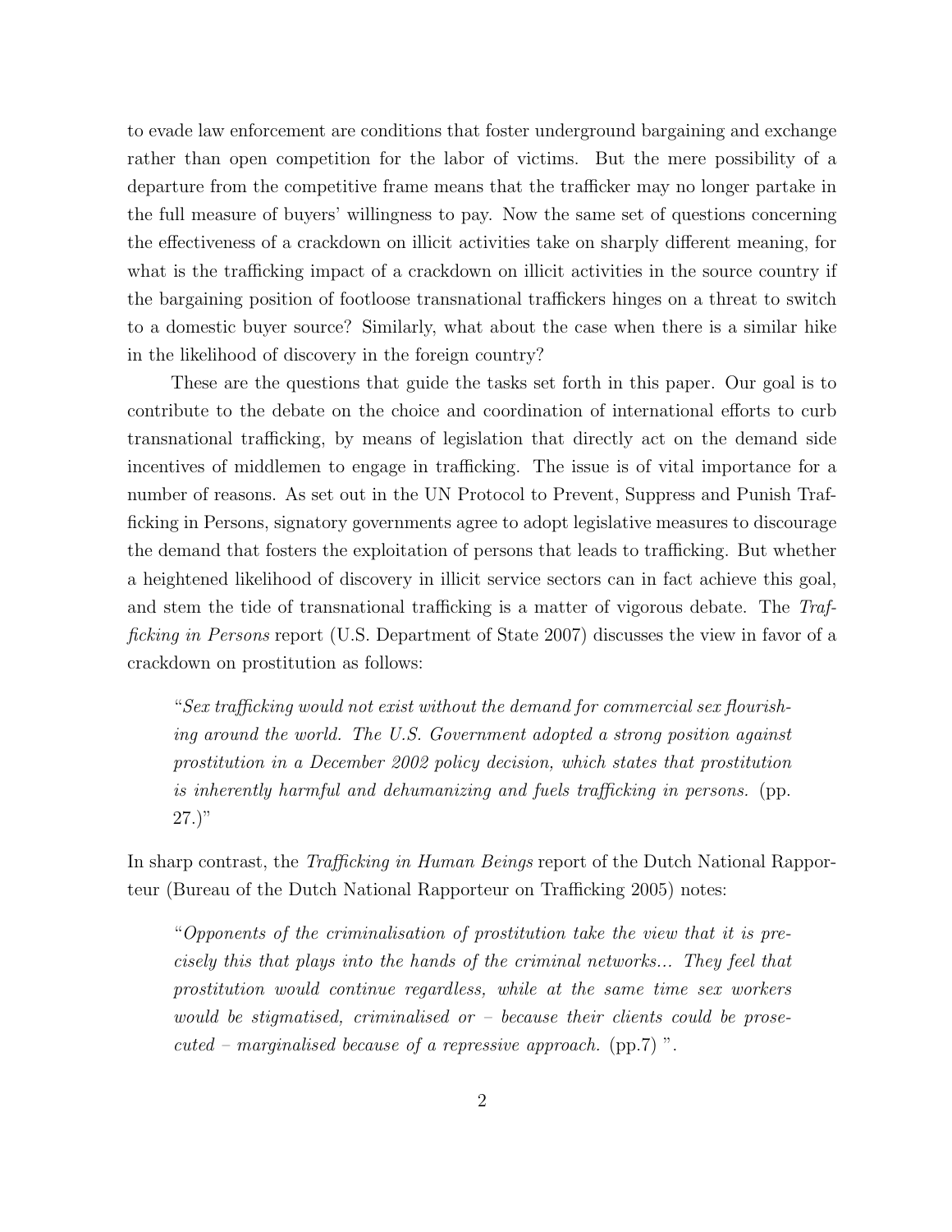to evade law enforcement are conditions that foster underground bargaining and exchange rather than open competition for the labor of victims. But the mere possibility of a departure from the competitive frame means that the trafficker may no longer partake in the full measure of buyers' willingness to pay. Now the same set of questions concerning the effectiveness of a crackdown on illicit activities take on sharply different meaning, for what is the trafficking impact of a crackdown on illicit activities in the source country if the bargaining position of footloose transnational traffickers hinges on a threat to switch to a domestic buyer source? Similarly, what about the case when there is a similar hike in the likelihood of discovery in the foreign country?

These are the questions that guide the tasks set forth in this paper. Our goal is to contribute to the debate on the choice and coordination of international efforts to curb transnational trafficking, by means of legislation that directly act on the demand side incentives of middlemen to engage in trafficking. The issue is of vital importance for a number of reasons. As set out in the UN Protocol to Prevent, Suppress and Punish Trafficking in Persons, signatory governments agree to adopt legislative measures to discourage the demand that fosters the exploitation of persons that leads to trafficking. But whether a heightened likelihood of discovery in illicit service sectors can in fact achieve this goal, and stem the tide of transnational trafficking is a matter of vigorous debate. The *Trafficking in Persons* report (U.S. Department of State 2007) discusses the view in favor of a crackdown on prostitution as follows:

> "*Sex trafficking would not exist without the demand for commercial sex flourishing around the world. The U.S. Government adopted a strong position against prostitution in a December 2002 policy decision, which states that prostitution is inherently harmful and dehumanizing and fuels trafficking in persons.* (pp. 27.)"

In sharp contrast, the *Trafficking in Human Beings* report of the Dutch National Rapporteur (Bureau of the Dutch National Rapporteur on Trafficking 2005) notes:

> "*Opponents of the criminalisation of prostitution take the view that it is precisely this that plays into the hands of the criminal networks... They feel that prostitution would continue regardless, while at the same time sex workers would be stigmatised, criminalised or – because their clients could be prosecuted – marginalised because of a repressive approach.* (pp.7) ".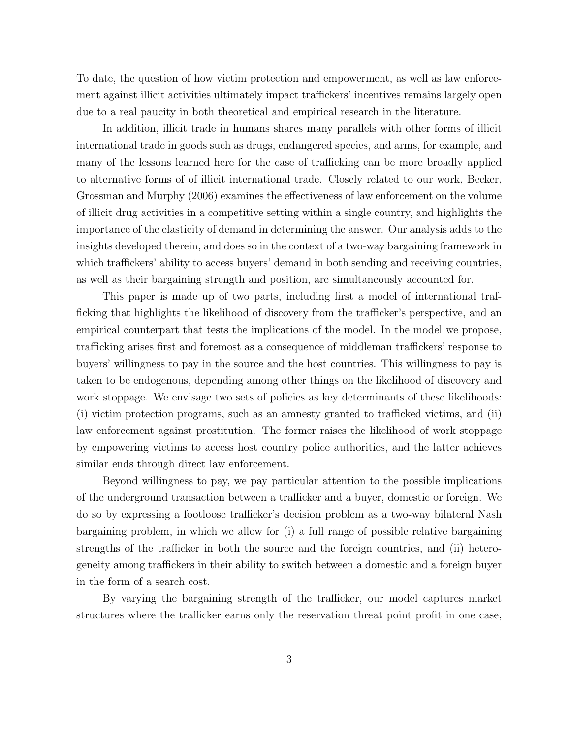To date, the question of how victim protection and empowerment, as well as law enforcement against illicit activities ultimately impact traffickers' incentives remains largely open due to a real paucity in both theoretical and empirical research in the literature.

In addition, illicit trade in humans shares many parallels with other forms of illicit international trade in goods such as drugs, endangered species, and arms, for example, and many of the lessons learned here for the case of trafficking can be more broadly applied to alternative forms of of illicit international trade. Closely related to our work, Becker, Grossman and Murphy (2006) examines the effectiveness of law enforcement on the volume of illicit drug activities in a competitive setting within a single country, and highlights the importance of the elasticity of demand in determining the answer. Our analysis adds to the insights developed therein, and does so in the context of a two-way bargaining framework in which traffickers' ability to access buyers' demand in both sending and receiving countries, as well as their bargaining strength and position, are simultaneously accounted for.

This paper is made up of two parts, including first a model of international trafficking that highlights the likelihood of discovery from the trafficker's perspective, and an empirical counterpart that tests the implications of the model. In the model we propose, trafficking arises first and foremost as a consequence of middleman traffickers' response to buyers' willingness to pay in the source and the host countries. This willingness to pay is taken to be endogenous, depending among other things on the likelihood of discovery and work stoppage. We envisage two sets of policies as key determinants of these likelihoods: (i) victim protection programs, such as an amnesty granted to trafficked victims, and (ii) law enforcement against prostitution. The former raises the likelihood of work stoppage by empowering victims to access host country police authorities, and the latter achieves similar ends through direct law enforcement.

Beyond willingness to pay, we pay particular attention to the possible implications of the underground transaction between a trafficker and a buyer, domestic or foreign. We do so by expressing a footloose trafficker's decision problem as a two-way bilateral Nash bargaining problem, in which we allow for (i) a full range of possible relative bargaining strengths of the trafficker in both the source and the foreign countries, and (ii) heterogeneity among traffickers in their ability to switch between a domestic and a foreign buyer in the form of a search cost.

By varying the bargaining strength of the trafficker, our model captures market structures where the trafficker earns only the reservation threat point profit in one case,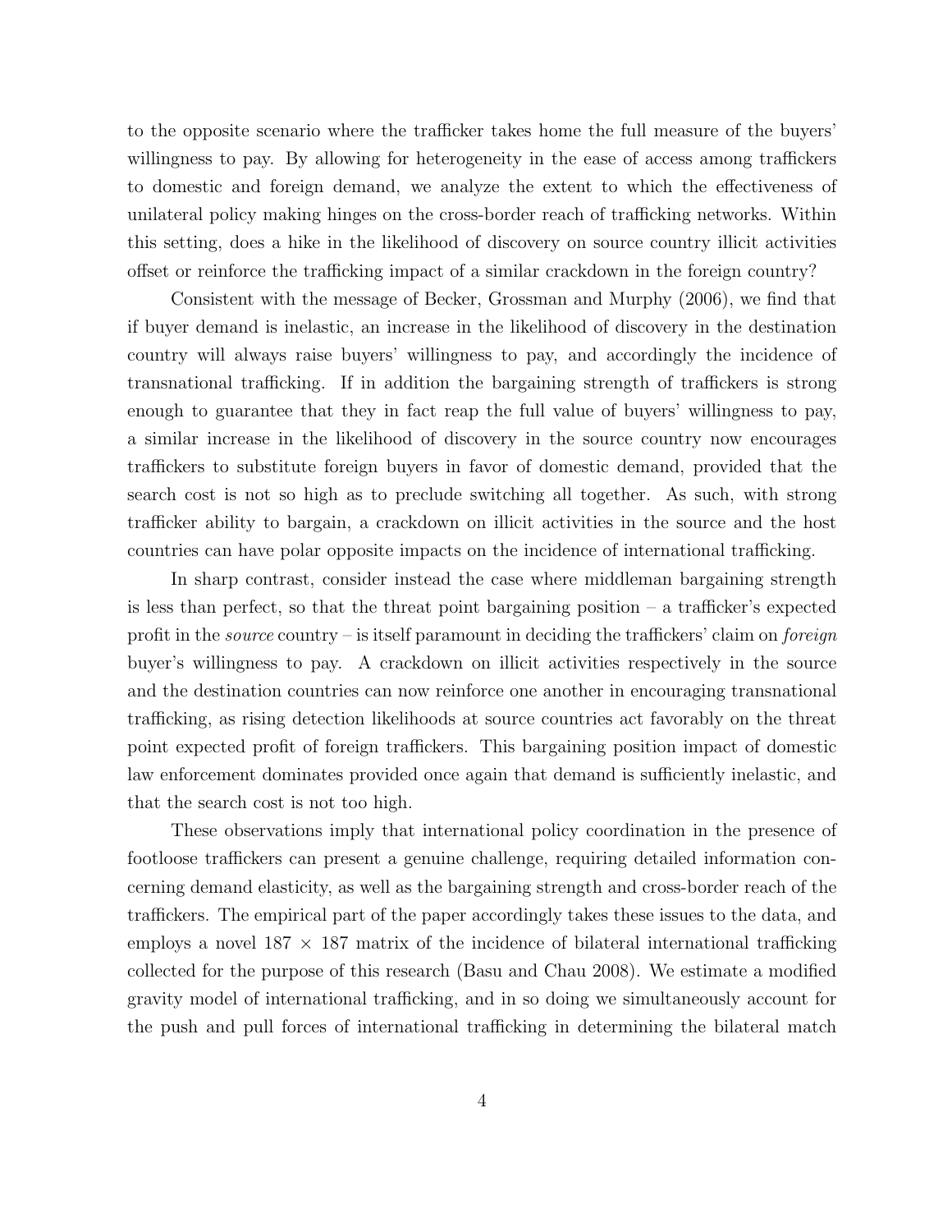to the opposite scenario where the trafficker takes home the full measure of the buyers' willingness to pay. By allowing for heterogeneity in the ease of access among traffickers to domestic and foreign demand, we analyze the extent to which the effectiveness of unilateral policy making hinges on the cross-border reach of trafficking networks. Within this setting, does a hike in the likelihood of discovery on source country illicit activities offset or reinforce the trafficking impact of a similar crackdown in the foreign country?

Consistent with the message of Becker, Grossman and Murphy (2006), we find that if buyer demand is inelastic, an increase in the likelihood of discovery in the destination country will always raise buyers' willingness to pay, and accordingly the incidence of transnational trafficking. If in addition the bargaining strength of traffickers is strong enough to guarantee that they in fact reap the full value of buyers' willingness to pay, a similar increase in the likelihood of discovery in the source country now encourages traffickers to substitute foreign buyers in favor of domestic demand, provided that the search cost is not so high as to preclude switching all together. As such, with strong trafficker ability to bargain, a crackdown on illicit activities in the source and the host countries can have polar opposite impacts on the incidence of international trafficking.

In sharp contrast, consider instead the case where middleman bargaining strength is less than perfect, so that the threat point bargaining position – a trafficker's expected profit in the *source* country – is itself paramount in deciding the traffickers' claim on *foreign* buyer's willingness to pay. A crackdown on illicit activities respectively in the source and the destination countries can now reinforce one another in encouraging transnational trafficking, as rising detection likelihoods at source countries act favorably on the threat point expected profit of foreign traffickers. This bargaining position impact of domestic law enforcement dominates provided once again that demand is sufficiently inelastic, and that the search cost is not too high.

These observations imply that international policy coordination in the presence of footloose traffickers can present a genuine challenge, requiring detailed information concerning demand elasticity, as well as the bargaining strength and cross-border reach of the traffickers. The empirical part of the paper accordingly takes these issues to the data, and employs a novel $187 \times 187$ matrix of the incidence of bilateral international trafficking collected for the purpose of this research (Basu and Chau 2008). We estimate a modified gravity model of international trafficking, and in so doing we simultaneously account for the push and pull forces of international trafficking in determining the bilateral match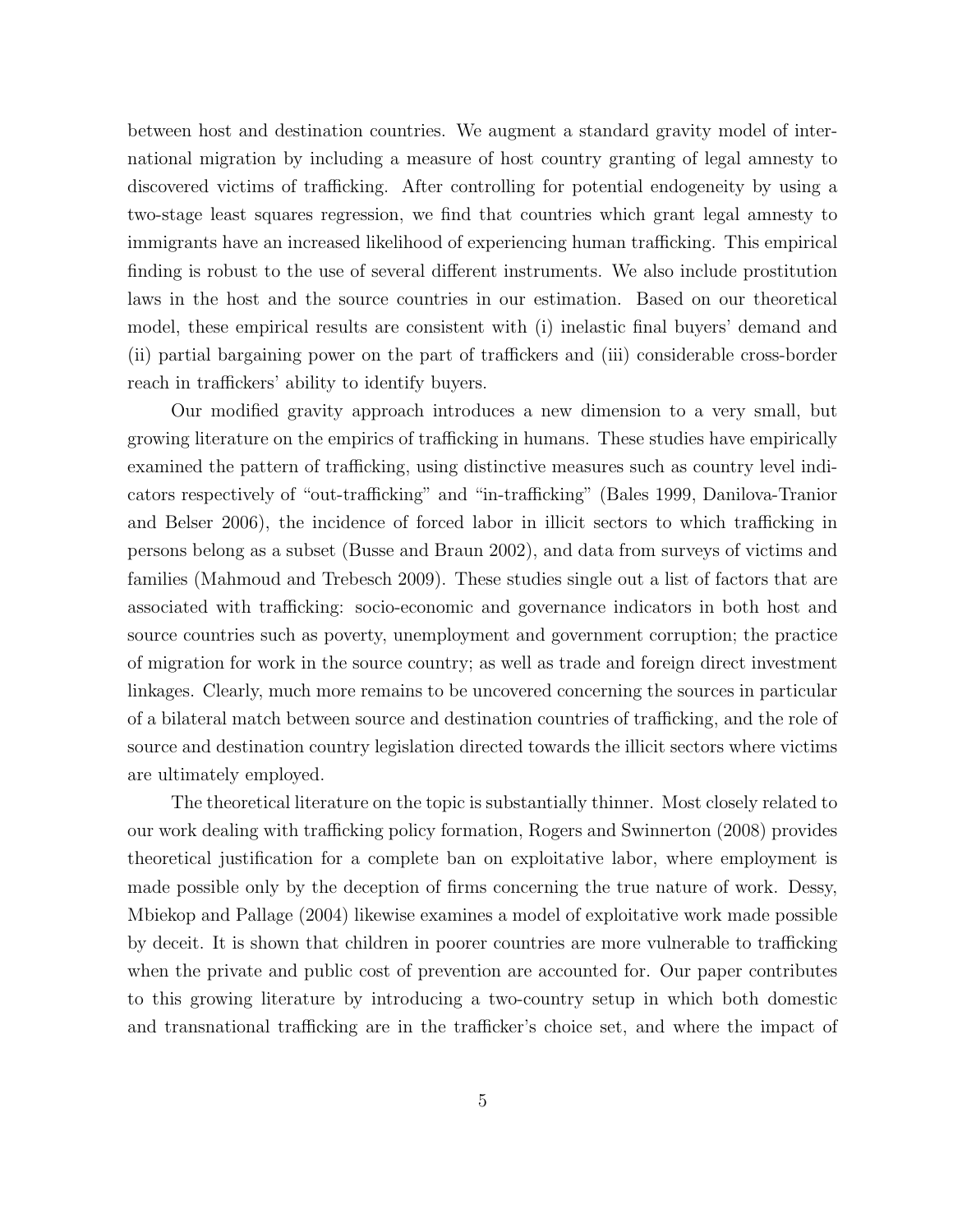between host and destination countries. We augment a standard gravity model of international migration by including a measure of host country granting of legal amnesty to discovered victims of trafficking. After controlling for potential endogeneity by using a two-stage least squares regression, we find that countries which grant legal amnesty to immigrants have an increased likelihood of experiencing human trafficking. This empirical finding is robust to the use of several different instruments. We also include prostitution laws in the host and the source countries in our estimation. Based on our theoretical model, these empirical results are consistent with (i) inelastic final buyers' demand and (ii) partial bargaining power on the part of traffickers and (iii) considerable cross-border reach in traffickers' ability to identify buyers.

Our modified gravity approach introduces a new dimension to a very small, but growing literature on the empirics of trafficking in humans. These studies have empirically examined the pattern of trafficking, using distinctive measures such as country level indicators respectively of "out-trafficking" and "in-trafficking" (Bales 1999, Danilova-Tranior and Belser 2006), the incidence of forced labor in illicit sectors to which trafficking in persons belong as a subset (Busse and Braun 2002), and data from surveys of victims and families (Mahmoud and Trebesch 2009). These studies single out a list of factors that are associated with trafficking: socio-economic and governance indicators in both host and source countries such as poverty, unemployment and government corruption; the practice of migration for work in the source country; as well as trade and foreign direct investment linkages. Clearly, much more remains to be uncovered concerning the sources in particular of a bilateral match between source and destination countries of trafficking, and the role of source and destination country legislation directed towards the illicit sectors where victims are ultimately employed.

The theoretical literature on the topic is substantially thinner. Most closely related to our work dealing with trafficking policy formation, Rogers and Swinnerton (2008) provides theoretical justification for a complete ban on exploitative labor, where employment is made possible only by the deception of firms concerning the true nature of work. Dessy, Mbiekop and Pallage (2004) likewise examines a model of exploitative work made possible by deceit. It is shown that children in poorer countries are more vulnerable to trafficking when the private and public cost of prevention are accounted for. Our paper contributes to this growing literature by introducing a two-country setup in which both domestic and transnational trafficking are in the trafficker's choice set, and where the impact of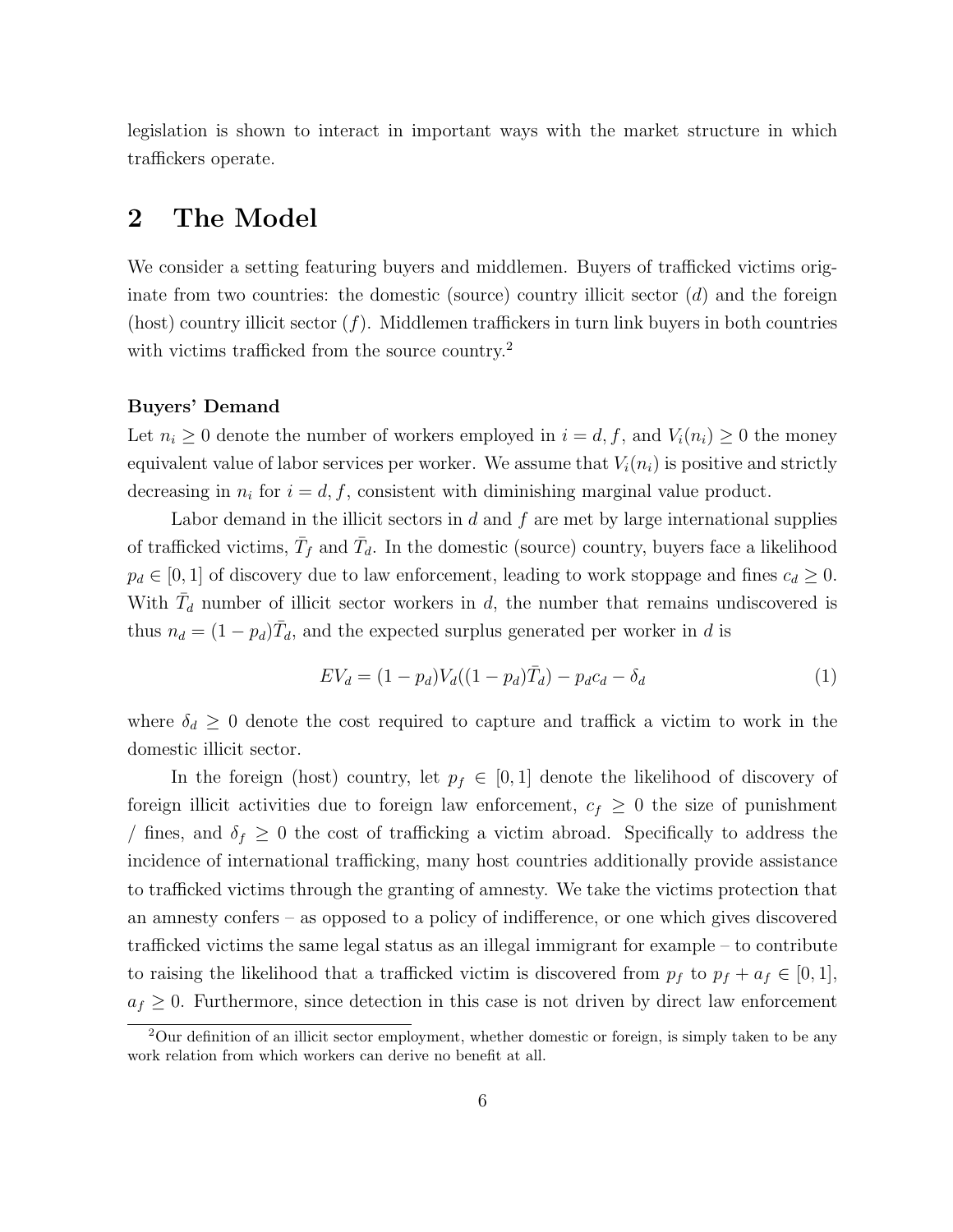legislation is shown to interact in important ways with the market structure in which traffickers operate.

## 2 The Model

We consider a setting featuring buyers and middlemen. Buyers of trafficked victims originate from two countries: the domestic (source) country illicit sector ($d$) and the foreign (host) country illicit sector ($f$). Middlemen traffickers in turn link buyers in both countries with victims trafficked from the source country.[2]

**Buyers' Demand**

Let $n_i \geq 0$ denote the number of workers employed in $i = d, f$, and $V_i(n_i) \geq 0$ the money equivalent value of labor services per worker. We assume that $V_i(n_i)$ is positive and strictly decreasing in $n_i$ for $i = d, f$, consistent with diminishing marginal value product.

Labor demand in the illicit sectors in $d$ and $f$ are met by large international supplies of trafficked victims, $\bar{T}_f$ and $\bar{T}_d$. In the domestic (source) country, buyers face a likelihood $p_d \in [0, 1]$ of discovery due to law enforcement, leading to work stoppage and fines $c_d \geq 0$. With $\bar{T}_d$ number of illicit sector workers in $d$, the number that remains undiscovered is thus $n_d = (1 - p_d)\bar{T}_d$, and the expected surplus generated per worker in $d$ is

$$EV_d = (1 - p_d)V_d((1 - p_d)\bar{T}_d) - p_d c_d - \delta_d \tag{1}$$

where $\delta_d \geq 0$ denote the cost required to capture and traffick a victim to work in the domestic illicit sector.

In the foreign (host) country, let $p_f \in [0, 1]$ denote the likelihood of discovery of foreign illicit activities due to foreign law enforcement, $c_f \geq 0$ the size of punishment / fines, and $\delta_f \geq 0$ the cost of trafficking a victim abroad. Specifically to address the incidence of international trafficking, many host countries additionally provide assistance to trafficked victims through the granting of amnesty. We take the victims protection that an amnesty confers – as opposed to a policy of indifference, or one which gives discovered trafficked victims the same legal status as an illegal immigrant for example – to contribute to raising the likelihood that a trafficked victim is discovered from $p_f$ to $p_f + a_f \in [0, 1]$, $a_f \geq 0$. Furthermore, since detection in this case is not driven by direct law enforcement

[2] Our definition of an illicit sector employment, whether domestic or foreign, is simply taken to be any work relation from which workers can derive no benefit at all.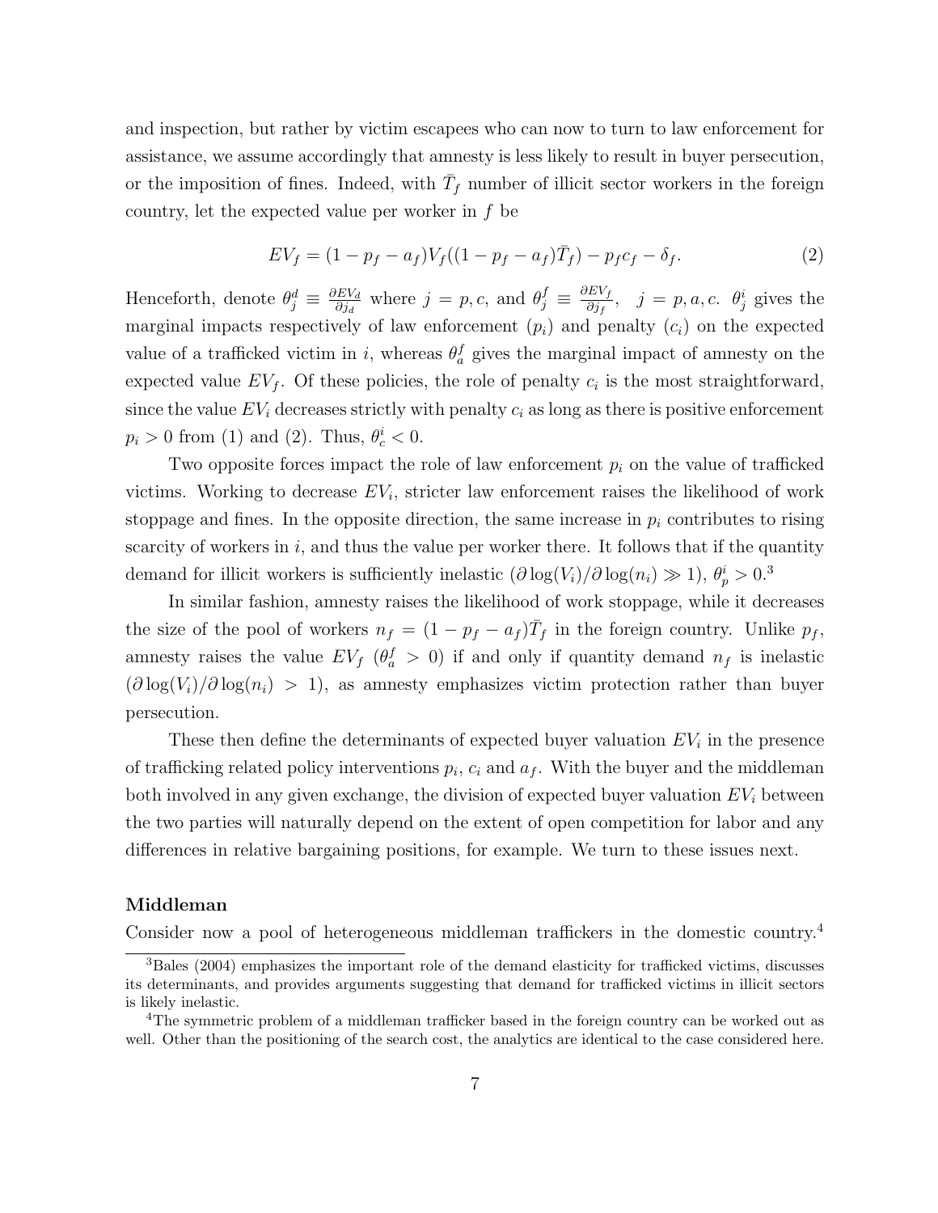and inspection, but rather by victim escapees who can now to turn to law enforcement for assistance, we assume accordingly that amnesty is less likely to result in buyer persecution, or the imposition of fines. Indeed, with $\bar{T}_f$ number of illicit sector workers in the foreign country, let the expected value per worker in $f$ be

$$EV_f = (1 - p_f - a_f)V_f((1 - p_f - a_f)\bar{T}_f) - p_f c_f - \delta_f. \tag{2}$$

Henceforth, denote $\theta^d_j \equiv \frac{\partial EV_d}{\partial j_d}$ where $j = p, c$, and $\theta^f_j \equiv \frac{\partial EV_f}{\partial j_f}$, $j = p, a, c$. $\theta^i_j$ gives the marginal impacts respectively of law enforcement ($p_i$) and penalty ($c_i$) on the expected value of a trafficked victim in $i$, whereas $\theta^f_a$ gives the marginal impact of amnesty on the expected value $EV_f$. Of these policies, the role of penalty $c_i$ is the most straightforward, since the value $EV_i$ decreases strictly with penalty $c_i$ as long as there is positive enforcement $p_i > 0$ from (1) and (2). Thus, $\theta^i_c < 0$.

Two opposite forces impact the role of law enforcement $p_i$ on the value of trafficked victims. Working to decrease $EV_i$, stricter law enforcement raises the likelihood of work stoppage and fines. In the opposite direction, the same increase in $p_i$ contributes to rising scarcity of workers in $i$, and thus the value per worker there. It follows that if the quantity demand for illicit workers is sufficiently inelastic ($\partial \log(V_i)/\partial \log(n_i) \gg 1$), $\theta^i_p > 0$.[3]

In similar fashion, amnesty raises the likelihood of work stoppage, while it decreases the size of the pool of workers $n_f = (1 - p_f - a_f)\bar{T}_f$ in the foreign country. Unlike $p_f$, amnesty raises the value $EV_f$ ($\theta^f_a > 0$) if and only if quantity demand $n_f$ is inelastic ($\partial \log(V_i)/\partial \log(n_i) > 1$), as amnesty emphasizes victim protection rather than buyer persecution.

These then define the determinants of expected buyer valuation $EV_i$ in the presence of trafficking related policy interventions $p_i$, $c_i$ and $a_f$. With the buyer and the middleman both involved in any given exchange, the division of expected buyer valuation $EV_i$ between the two parties will naturally depend on the extent of open competition for labor and any differences in relative bargaining positions, for example. We turn to these issues next.

### Middleman

Consider now a pool of heterogeneous middleman traffickers in the domestic country.[4]

[3] Bales (2004) emphasizes the important role of the demand elasticity for trafficked victims, discusses its determinants, and provides arguments suggesting that demand for trafficked victims in illicit sectors is likely inelastic.

[4] The symmetric problem of a middleman trafficker based in the foreign country can be worked out as well. Other than the positioning of the search cost, the analytics are identical to the case considered here.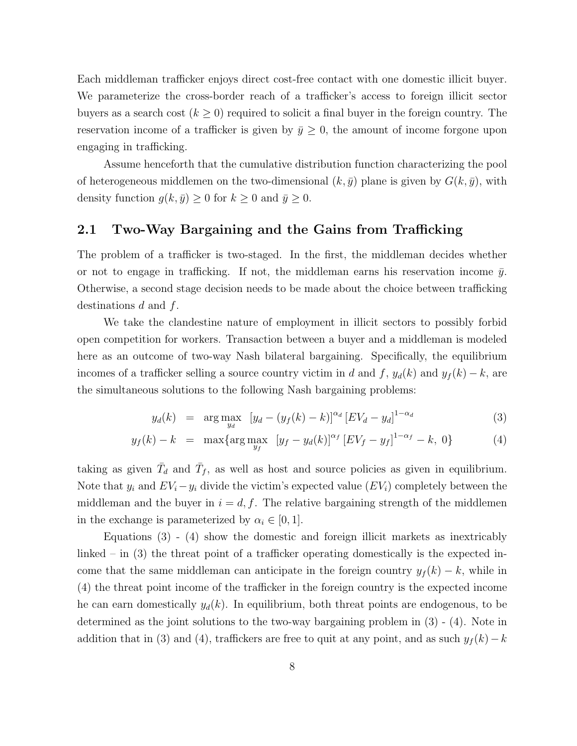Each middleman trafficker enjoys direct cost-free contact with one domestic illicit buyer. We parameterize the cross-border reach of a trafficker's access to foreign illicit sector buyers as a search cost ($k \geq 0$) required to solicit a final buyer in the foreign country. The reservation income of a trafficker is given by $\bar{y} \geq 0$, the amount of income forgone upon engaging in trafficking.

Assume henceforth that the cumulative distribution function characterizing the pool of heterogeneous middlemen on the two-dimensional $(k, \bar{y})$ plane is given by $G(k, \bar{y})$, with density function $g(k, \bar{y}) \geq 0$ for $k \geq 0$ and $\bar{y} \geq 0$.

## 2.1 Two-Way Bargaining and the Gains from Trafficking

The problem of a trafficker is two-staged. In the first, the middleman decides whether or not to engage in trafficking. If not, the middleman earns his reservation income $\bar{y}$. Otherwise, a second stage decision needs to be made about the choice between trafficking destinations $d$ and $f$.

We take the clandestine nature of employment in illicit sectors to possibly forbid open competition for workers. Transaction between a buyer and a middleman is modeled here as an outcome of two-way Nash bilateral bargaining. Specifically, the equilibrium incomes of a trafficker selling a source country victim in $d$ and $f$, $y_d(k)$ and $y_f(k) - k$, are the simultaneous solutions to the following Nash bargaining problems:

$$y_d(k) = \arg\max_{y_d} \; [y_d - (y_f(k) - k)]^{\alpha_d} \, [EV_d - y_d]^{1-\alpha_d} \tag{3}$$

$$y_f(k) - k = \max\{\arg\max_{y_f} \; [y_f - y_d(k)]^{\alpha_f} \, [EV_f - y_f]^{1-\alpha_f} - k, \; 0\} \tag{4}$$

taking as given $\bar{T}_d$ and $\bar{T}_f$, as well as host and source policies as given in equilibrium. Note that $y_i$ and $EV_i - y_i$ divide the victim's expected value ($EV_i$) completely between the middleman and the buyer in $i = d, f$. The relative bargaining strength of the middlemen in the exchange is parameterized by $\alpha_i \in [0, 1]$.

Equations (3) - (4) show the domestic and foreign illicit markets as inextricably linked – in (3) the threat point of a trafficker operating domestically is the expected income that the same middleman can anticipate in the foreign country $y_f(k) - k$, while in (4) the threat point income of the trafficker in the foreign country is the expected income he can earn domestically $y_d(k)$. In equilibrium, both threat points are endogenous, to be determined as the joint solutions to the two-way bargaining problem in (3) - (4). Note in addition that in (3) and (4), traffickers are free to quit at any point, and as such $y_f(k) - k$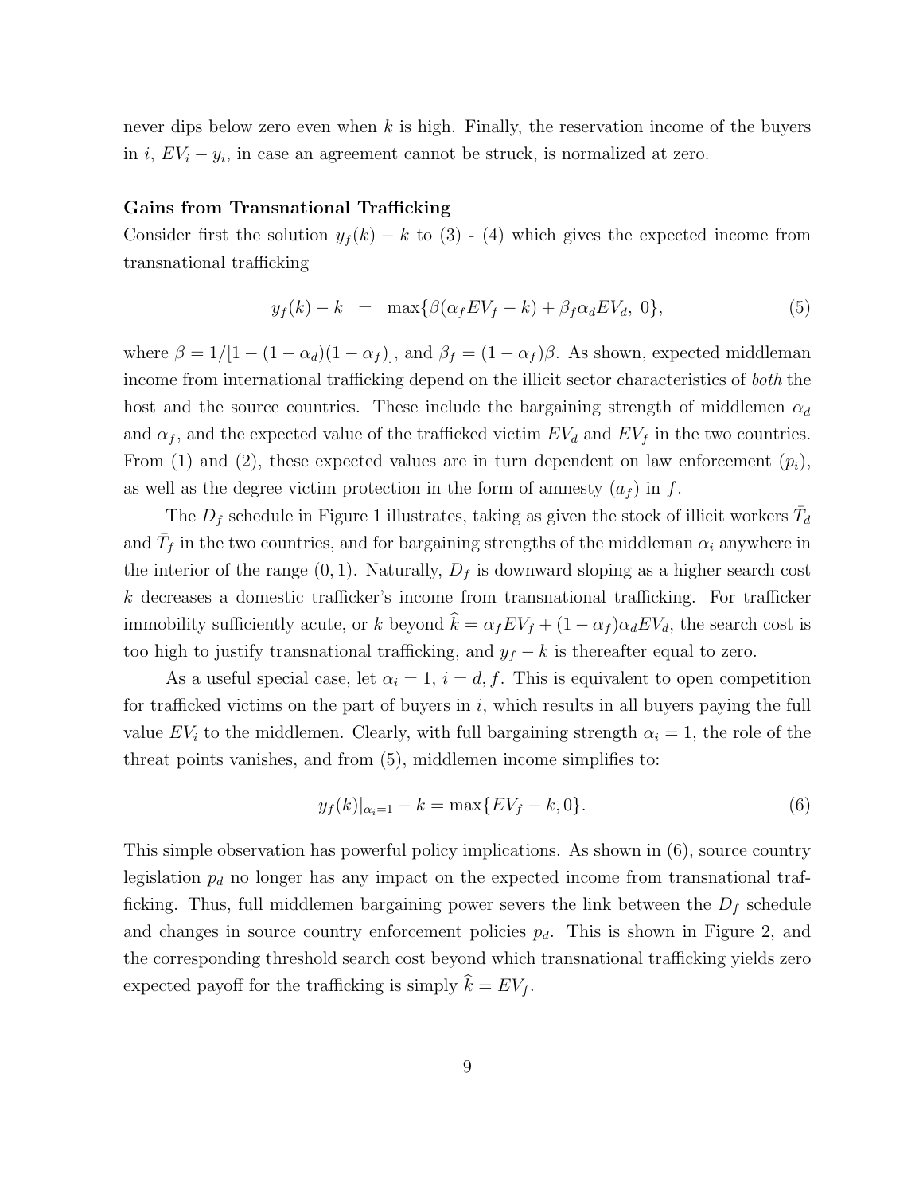never dips below zero even when $k$ is high. Finally, the reservation income of the buyers in $i$, $EV_i - y_i$, in case an agreement cannot be struck, is normalized at zero.

**Gains from Transnational Trafficking**

Consider first the solution $y_f(k) - k$ to (3) - (4) which gives the expected income from transnational trafficking

$$y_f(k) - k \;\; = \;\; \max\{\beta(\alpha_f EV_f - k) + \beta_f \alpha_d EV_d, \; 0\}, \tag{5}$$

where $\beta = 1/[1 - (1 - \alpha_d)(1 - \alpha_f)]$, and $\beta_f = (1 - \alpha_f)\beta$. As shown, expected middleman income from international trafficking depend on the illicit sector characteristics of *both* the host and the source countries. These include the bargaining strength of middlemen $\alpha_d$ and $\alpha_f$, and the expected value of the trafficked victim $EV_d$ and $EV_f$ in the two countries. From (1) and (2), these expected values are in turn dependent on law enforcement $(p_i)$, as well as the degree victim protection in the form of amnesty $(a_f)$ in $f$.

The $D_f$ schedule in Figure 1 illustrates, taking as given the stock of illicit workers $\bar{T}_d$ and $\bar{T}_f$ in the two countries, and for bargaining strengths of the middleman $\alpha_i$ anywhere in the interior of the range $(0, 1)$. Naturally, $D_f$ is downward sloping as a higher search cost $k$ decreases a domestic trafficker's income from transnational trafficking. For trafficker immobility sufficiently acute, or $k$ beyond $\widehat{k} = \alpha_f EV_f + (1 - \alpha_f)\alpha_d EV_d$, the search cost is too high to justify transnational trafficking, and $y_f - k$ is thereafter equal to zero.

As a useful special case, let $\alpha_i = 1$, $i = d, f$. This is equivalent to open competition for trafficked victims on the part of buyers in $i$, which results in all buyers paying the full value $EV_i$ to the middlemen. Clearly, with full bargaining strength $\alpha_i = 1$, the role of the threat points vanishes, and from (5), middlemen income simplifies to:

$$y_f(k)|_{\alpha_i=1} - k = \max\{EV_f - k, 0\}. \tag{6}$$

This simple observation has powerful policy implications. As shown in (6), source country legislation $p_d$ no longer has any impact on the expected income from transnational trafficking. Thus, full middlemen bargaining power severs the link between the $D_f$ schedule and changes in source country enforcement policies $p_d$. This is shown in Figure 2, and the corresponding threshold search cost beyond which transnational trafficking yields zero expected payoff for the trafficking is simply $\widehat{k} = EV_f$.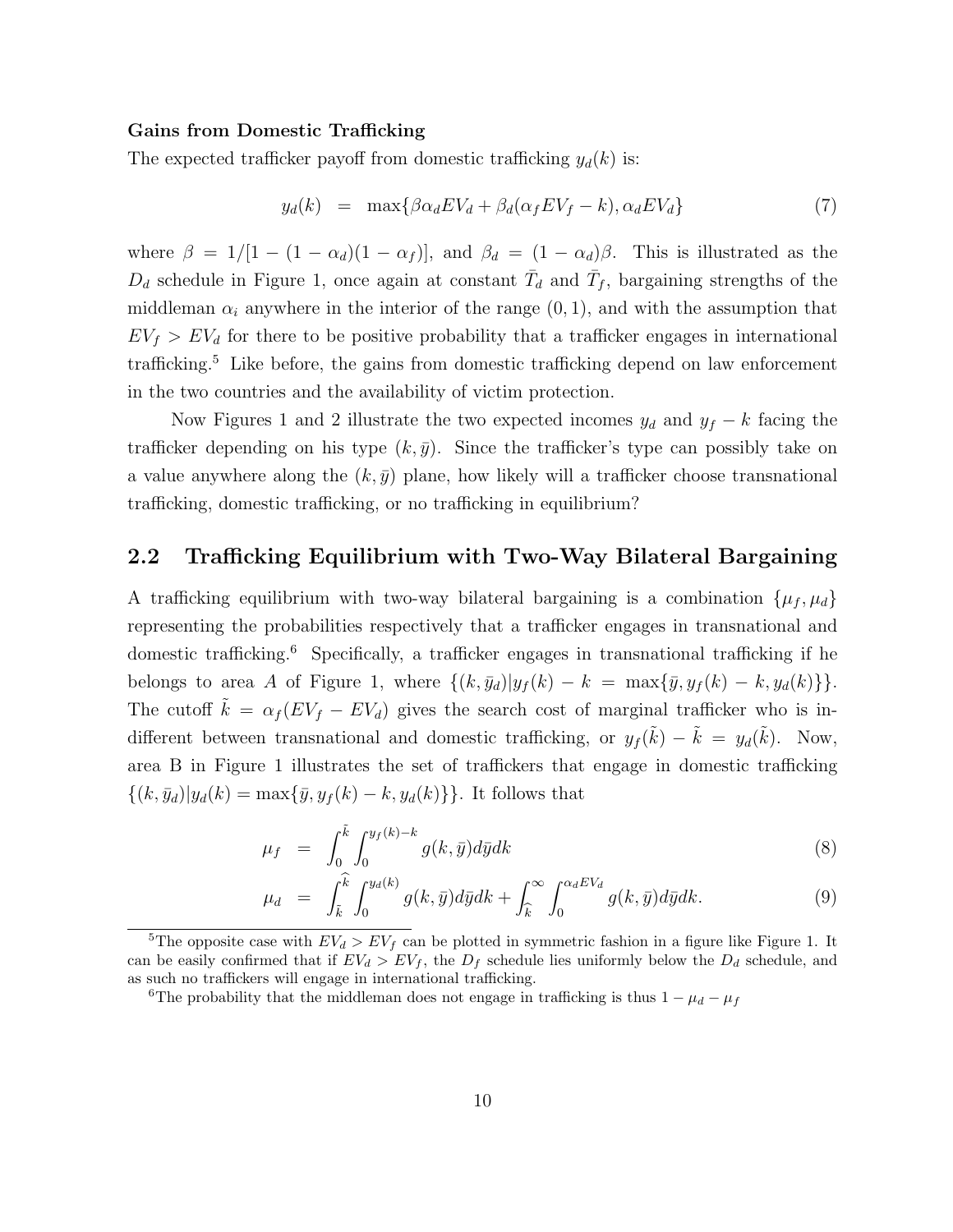**Gains from Domestic Trafficking**

The expected trafficker payoff from domestic trafficking $y_d(k)$ is:

$$y_d(k) \;=\; \max\{\beta \alpha_d EV_d + \beta_d(\alpha_f EV_f - k), \alpha_d EV_d\} \tag{7}$$

where $\beta = 1/[1-(1-\alpha_d)(1-\alpha_f)]$, and $\beta_d = (1-\alpha_d)\beta$. This is illustrated as the $D_d$ schedule in Figure 1, once again at constant $\bar{T}_d$ and $\bar{T}_f$, bargaining strengths of the middleman $\alpha_i$ anywhere in the interior of the range $(0, 1)$, and with the assumption that $EV_f > EV_d$ for there to be positive probability that a trafficker engages in international trafficking.[5] Like before, the gains from domestic trafficking depend on law enforcement in the two countries and the availability of victim protection.

Now Figures 1 and 2 illustrate the two expected incomes $y_d$ and $y_f - k$ facing the trafficker depending on his type $(k, \bar{y})$. Since the trafficker's type can possibly take on a value anywhere along the $(k, \bar{y})$ plane, how likely will a trafficker choose transnational trafficking, domestic trafficking, or no trafficking in equilibrium?

## 2.2 Trafficking Equilibrium with Two-Way Bilateral Bargaining

A trafficking equilibrium with two-way bilateral bargaining is a combination $\{\mu_f, \mu_d\}$ representing the probabilities respectively that a trafficker engages in transnational and domestic trafficking.[6] Specifically, a trafficker engages in transnational trafficking if he belongs to area $A$ of Figure 1, where $\{(k, \bar{y}_d) | y_f(k) - k = \max\{\bar{y}, y_f(k) - k, y_d(k)\}\}$. The cutoff $\tilde{k} = \alpha_f(EV_f - EV_d)$ gives the search cost of marginal trafficker who is indifferent between transnational and domestic trafficking, or $y_f(\tilde{k}) - \tilde{k} = y_d(\tilde{k})$. Now, area B in Figure 1 illustrates the set of traffickers that engage in domestic trafficking $\{(k, \bar{y}_d) | y_d(k) = \max\{\bar{y}, y_f(k) - k, y_d(k)\}\}$. It follows that

$$\mu_f \;=\; \int_0^{\tilde{k}} \int_0^{y_f(k)-k} g(k, \bar{y}) d\bar{y} dk \tag{8}$$

$$\mu_d \;=\; \int_{\tilde{k}}^{\widehat{k}} \int_0^{y_d(k)} g(k, \bar{y}) d\bar{y} dk + \int_{\widehat{k}}^{\infty} \int_0^{\alpha_d EV_d} g(k, \bar{y}) d\bar{y} dk. \tag{9}$$

[5] The opposite case with $EV_d > EV_f$ can be plotted in symmetric fashion in a figure like Figure 1. It can be easily confirmed that if $EV_d > EV_f$, the $D_f$ schedule lies uniformly below the $D_d$ schedule, and as such no traffickers will engage in international trafficking.

[6] The probability that the middleman does not engage in trafficking is thus $1 - \mu_d - \mu_f$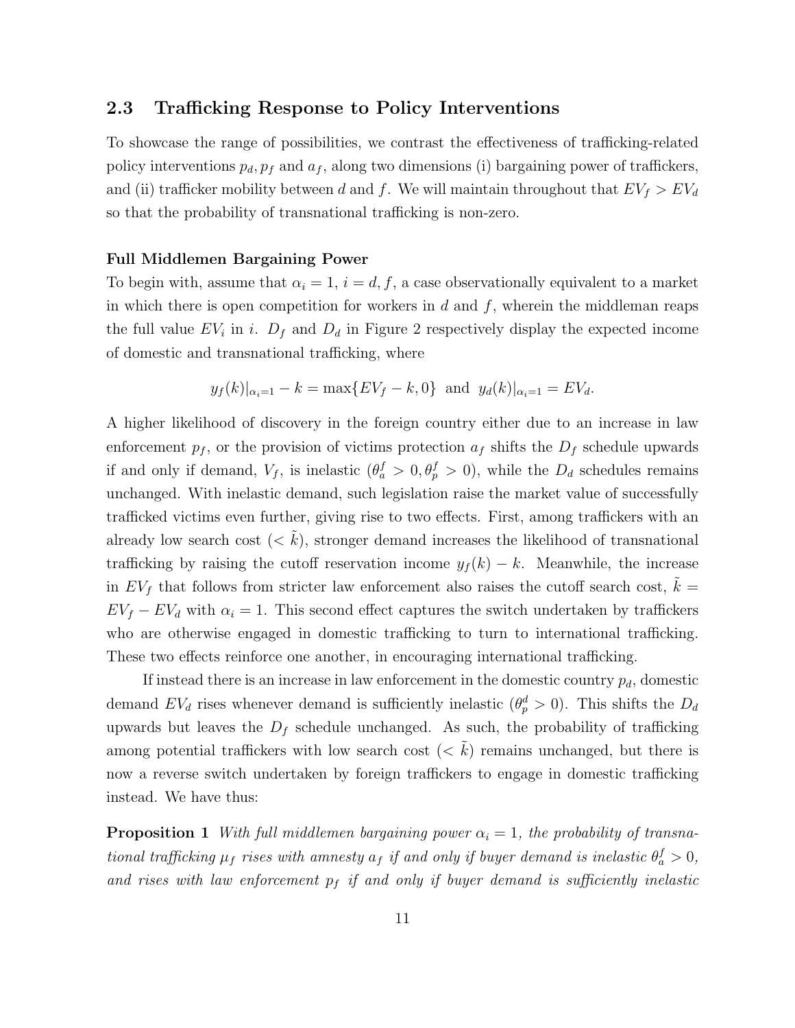## 2.3 Trafficking Response to Policy Interventions

To showcase the range of possibilities, we contrast the effectiveness of trafficking-related policy interventions $p_d, p_f$ and $a_f$, along two dimensions (i) bargaining power of traffickers, and (ii) trafficker mobility between $d$ and $f$. We will maintain throughout that $EV_f > EV_d$ so that the probability of transnational trafficking is non-zero.

**Full Middlemen Bargaining Power**

To begin with, assume that $\alpha_i = 1$, $i = d, f$, a case observationally equivalent to a market in which there is open competition for workers in $d$ and $f$, wherein the middleman reaps the full value $EV_i$ in $i$. $D_f$ and $D_d$ in Figure 2 respectively display the expected income of domestic and transnational trafficking, where

$$y_f(k)|_{\alpha_i=1} - k = \max\{EV_f - k, 0\} \text{ and } y_d(k)|_{\alpha_i=1} = EV_d.$$

A higher likelihood of discovery in the foreign country either due to an increase in law enforcement $p_f$, or the provision of victims protection $a_f$ shifts the $D_f$ schedule upwards if and only if demand, $V_f$, is inelastic ($\theta_a^f > 0, \theta_p^f > 0$), while the $D_d$ schedules remains unchanged. With inelastic demand, such legislation raise the market value of successfully trafficked victims even further, giving rise to two effects. First, among traffickers with an already low search cost ($< \tilde{k}$), stronger demand increases the likelihood of transnational trafficking by raising the cutoff reservation income $y_f(k) - k$. Meanwhile, the increase in $EV_f$ that follows from stricter law enforcement also raises the cutoff search cost, $\tilde{k} = EV_f - EV_d$ with $\alpha_i = 1$. This second effect captures the switch undertaken by traffickers who are otherwise engaged in domestic trafficking to turn to international trafficking. These two effects reinforce one another, in encouraging international trafficking.

If instead there is an increase in law enforcement in the domestic country $p_d$, domestic demand $EV_d$ rises whenever demand is sufficiently inelastic ($\theta_p^d > 0$). This shifts the $D_d$ upwards but leaves the $D_f$ schedule unchanged. As such, the probability of trafficking among potential traffickers with low search cost ($< \tilde{k}$) remains unchanged, but there is now a reverse switch undertaken by foreign traffickers to engage in domestic trafficking instead. We have thus:

**Proposition 1** *With full middlemen bargaining power $\alpha_i = 1$, the probability of transnational trafficking $\mu_f$ rises with amnesty $a_f$ if and only if buyer demand is inelastic $\theta_a^f > 0$, and rises with law enforcement $p_f$ if and only if buyer demand is sufficiently inelastic*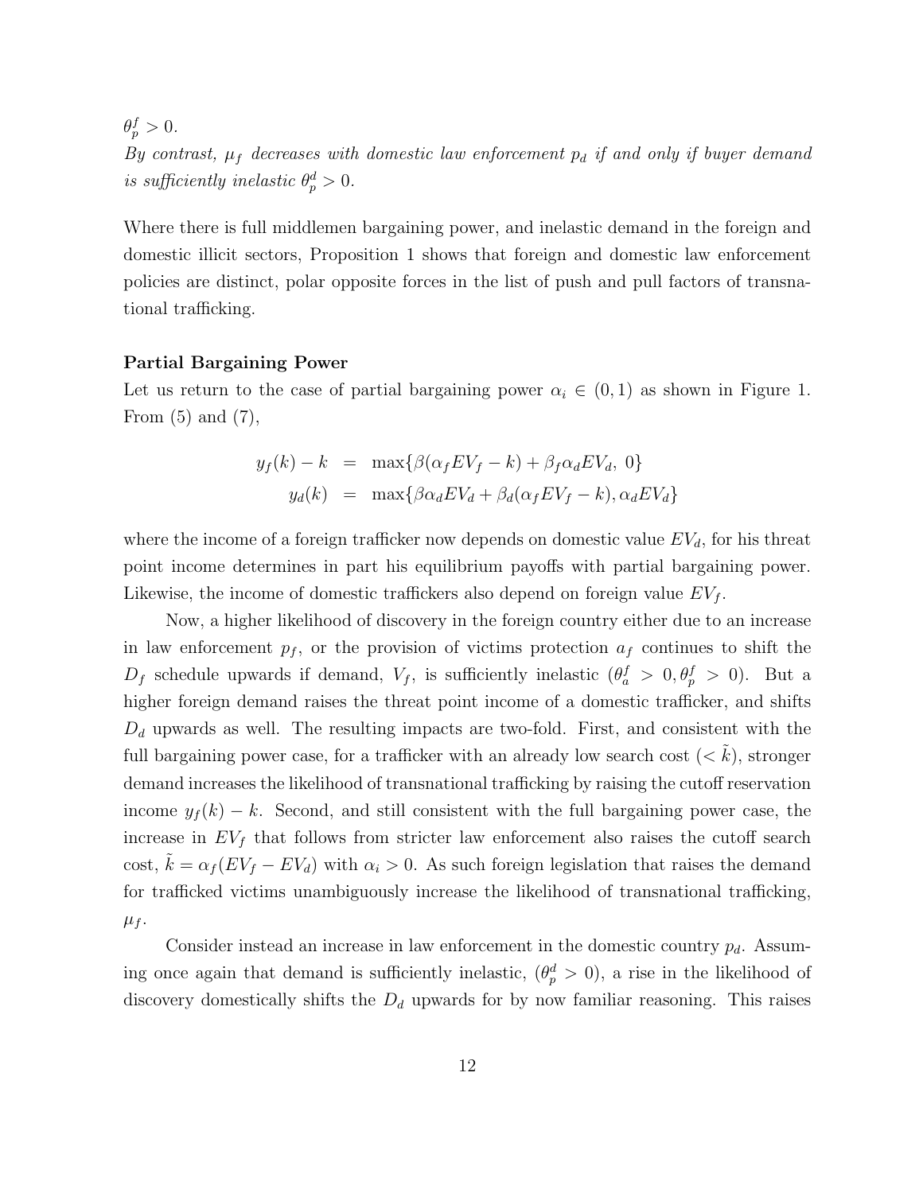$\theta_p^f > 0$.

*By contrast, $\mu_f$ decreases with domestic law enforcement $p_d$ if and only if buyer demand is sufficiently inelastic $\theta_p^d > 0$.*

Where there is full middlemen bargaining power, and inelastic demand in the foreign and domestic illicit sectors, Proposition 1 shows that foreign and domestic law enforcement policies are distinct, polar opposite forces in the list of push and pull factors of transnational trafficking.

**Partial Bargaining Power**

Let us return to the case of partial bargaining power $\alpha_i \in (0, 1)$ as shown in Figure 1. From (5) and (7),

$$
\begin{aligned}
y_f(k) - k &= \max\{\beta(\alpha_f EV_f - k) + \beta_f \alpha_d EV_d,\ 0\} \\
y_d(k) &= \max\{\beta \alpha_d EV_d + \beta_d(\alpha_f EV_f - k), \alpha_d EV_d\}
\end{aligned}
$$

where the income of a foreign trafficker now depends on domestic value $EV_d$, for his threat point income determines in part his equilibrium payoffs with partial bargaining power. Likewise, the income of domestic traffickers also depend on foreign value $EV_f$.

Now, a higher likelihood of discovery in the foreign country either due to an increase in law enforcement $p_f$, or the provision of victims protection $a_f$ continues to shift the $D_f$ schedule upwards if demand, $V_f$, is sufficiently inelastic ($\theta_a^f > 0, \theta_p^f > 0$). But a higher foreign demand raises the threat point income of a domestic trafficker, and shifts $D_d$ upwards as well. The resulting impacts are two-fold. First, and consistent with the full bargaining power case, for a trafficker with an already low search cost ($< \tilde{k}$), stronger demand increases the likelihood of transnational trafficking by raising the cutoff reservation income $y_f(k) - k$. Second, and still consistent with the full bargaining power case, the increase in $EV_f$ that follows from stricter law enforcement also raises the cutoff search cost, $\tilde{k} = \alpha_f(EV_f - EV_d)$ with $\alpha_i > 0$. As such foreign legislation that raises the demand for trafficked victims unambiguously increase the likelihood of transnational trafficking, $\mu_f$.

Consider instead an increase in law enforcement in the domestic country $p_d$. Assuming once again that demand is sufficiently inelastic, ($\theta_p^d > 0$), a rise in the likelihood of discovery domestically shifts the $D_d$ upwards for by now familiar reasoning. This raises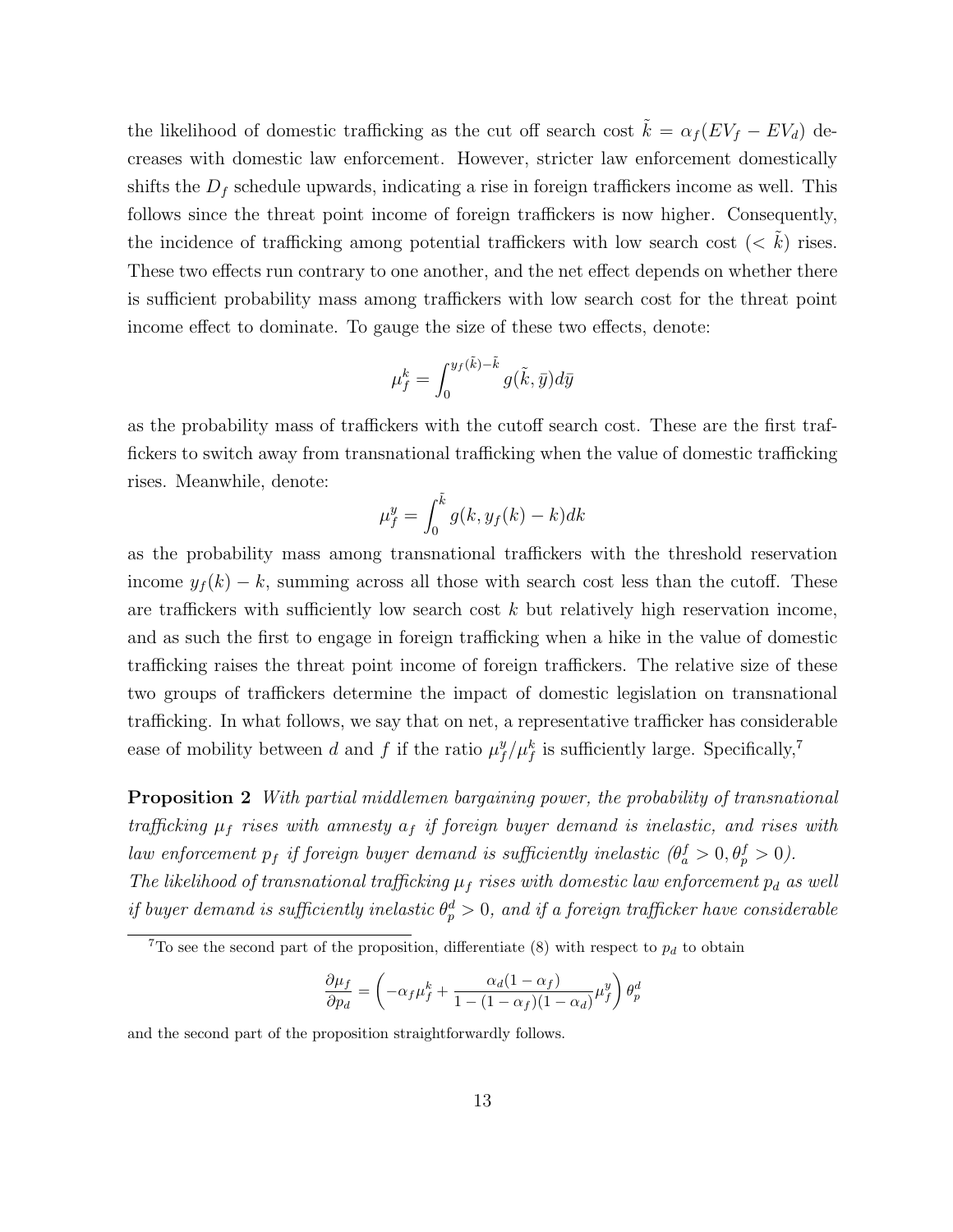the likelihood of domestic trafficking as the cut off search cost $\tilde{k} = \alpha_f(EV_f - EV_d)$ decreases with domestic law enforcement. However, stricter law enforcement domestically shifts the $D_f$ schedule upwards, indicating a rise in foreign traffickers income as well. This follows since the threat point income of foreign traffickers is now higher. Consequently, the incidence of trafficking among potential traffickers with low search cost ($< \tilde{k}$) rises. These two effects run contrary to one another, and the net effect depends on whether there is sufficient probability mass among traffickers with low search cost for the threat point income effect to dominate. To gauge the size of these two effects, denote:

$$\mu_f^k = \int_0^{y_f(\tilde{k})-\tilde{k}} g(\tilde{k}, \bar{y})d\bar{y}$$

as the probability mass of traffickers with the cutoff search cost. These are the first traffickers to switch away from transnational trafficking when the value of domestic trafficking rises. Meanwhile, denote:

$$\mu_f^y = \int_0^{\tilde{k}} g(k, y_f(k) - k)dk$$

as the probability mass among transnational traffickers with the threshold reservation income $y_f(k) - k$, summing across all those with search cost less than the cutoff. These are traffickers with sufficiently low search cost $k$ but relatively high reservation income, and as such the first to engage in foreign trafficking when a hike in the value of domestic trafficking raises the threat point income of foreign traffickers. The relative size of these two groups of traffickers determine the impact of domestic legislation on transnational trafficking. In what follows, we say that on net, a representative trafficker has considerable ease of mobility between $d$ and $f$ if the ratio $\mu_f^y/\mu_f^k$ is sufficiently large. Specifically,[7]

**Proposition 2** *With partial middlemen bargaining power, the probability of transnational trafficking $\mu_f$ rises with amnesty $a_f$ if foreign buyer demand is inelastic, and rises with law enforcement $p_f$ if foreign buyer demand is sufficiently inelastic ($\theta_a^f > 0, \theta_p^f > 0$). The likelihood of transnational trafficking $\mu_f$ rises with domestic law enforcement $p_d$ as well if buyer demand is sufficiently inelastic $\theta_p^d > 0$, and if a foreign trafficker have considerable*

---

[7] To see the second part of the proposition, differentiate (8) with respect to $p_d$ to obtain

$$\frac{\partial \mu_f}{\partial p_d} = \left(-\alpha_f \mu_f^k + \frac{\alpha_d(1-\alpha_f)}{1-(1-\alpha_f)(1-\alpha_d)}\mu_f^y\right)\theta_p^d$$

and the second part of the proposition straightforwardly follows.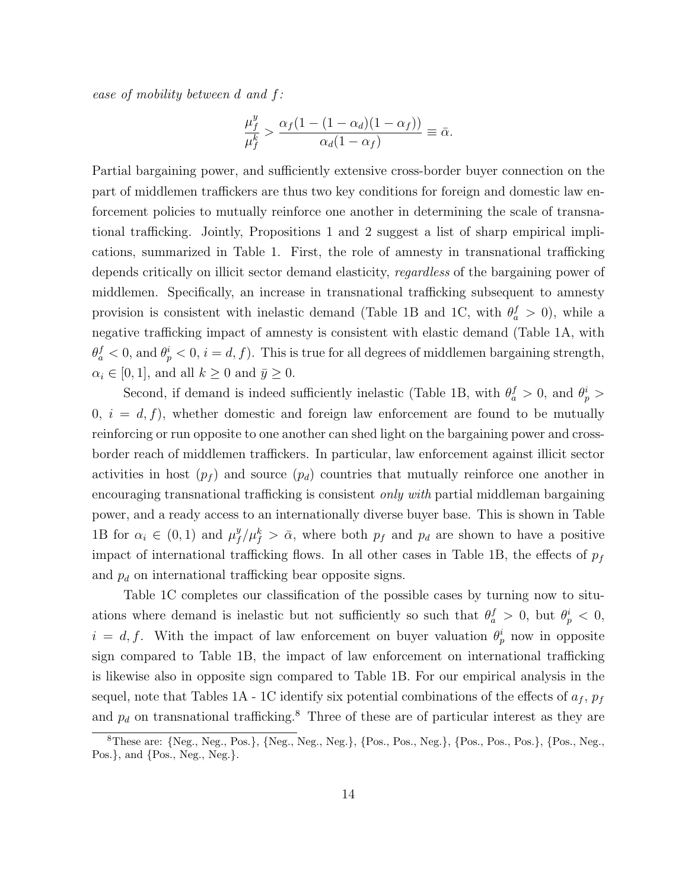*ease of mobility between d and f:*

$$\frac{\mu_f^y}{\mu_f^k} > \frac{\alpha_f(1-(1-\alpha_d)(1-\alpha_f))}{\alpha_d(1-\alpha_f)} \equiv \bar{\alpha}.$$

Partial bargaining power, and sufficiently extensive cross-border buyer connection on the part of middlemen traffickers are thus two key conditions for foreign and domestic law enforcement policies to mutually reinforce one another in determining the scale of transnational trafficking. Jointly, Propositions 1 and 2 suggest a list of sharp empirical implications, summarized in Table 1. First, the role of amnesty in transnational trafficking depends critically on illicit sector demand elasticity, *regardless* of the bargaining power of middlemen. Specifically, an increase in transnational trafficking subsequent to amnesty provision is consistent with inelastic demand (Table 1B and 1C, with $\theta_a^f > 0$), while a negative trafficking impact of amnesty is consistent with elastic demand (Table 1A, with $\theta_a^f < 0$, and $\theta_p^i < 0$, $i = d, f$). This is true for all degrees of middlemen bargaining strength, $\alpha_i \in [0, 1]$, and all $k \geq 0$ and $\bar{y} \geq 0$.

Second, if demand is indeed sufficiently inelastic (Table 1B, with $\theta_a^f > 0$, and $\theta_p^i > 0$, $i = d, f$), whether domestic and foreign law enforcement are found to be mutually reinforcing or run opposite to one another can shed light on the bargaining power and cross-border reach of middlemen traffickers. In particular, law enforcement against illicit sector activities in host ($p_f$) and source ($p_d$) countries that mutually reinforce one another in encouraging transnational trafficking is consistent *only with* partial middleman bargaining power, and a ready access to an internationally diverse buyer base. This is shown in Table 1B for $\alpha_i \in (0, 1)$ and $\mu_f^y/\mu_f^k > \bar{\alpha}$, where both $p_f$ and $p_d$ are shown to have a positive impact of international trafficking flows. In all other cases in Table 1B, the effects of $p_f$ and $p_d$ on international trafficking bear opposite signs.

Table 1C completes our classification of the possible cases by turning now to situations where demand is inelastic but not sufficiently so such that $\theta_a^f > 0$, but $\theta_p^i < 0$, $i = d, f$. With the impact of law enforcement on buyer valuation $\theta_p^i$ now in opposite sign compared to Table 1B, the impact of law enforcement on international trafficking is likewise also in opposite sign compared to Table 1B. For our empirical analysis in the sequel, note that Tables 1A - 1C identify six potential combinations of the effects of $a_f$, $p_f$ and $p_d$ on transnational trafficking.[8] Three of these are of particular interest as they are

[8] These are: {Neg., Neg., Pos.}, {Neg., Neg., Neg.}, {Pos., Pos., Neg.}, {Pos., Pos., Pos.}, {Pos., Neg., Pos.}, and {Pos., Neg., Neg.}.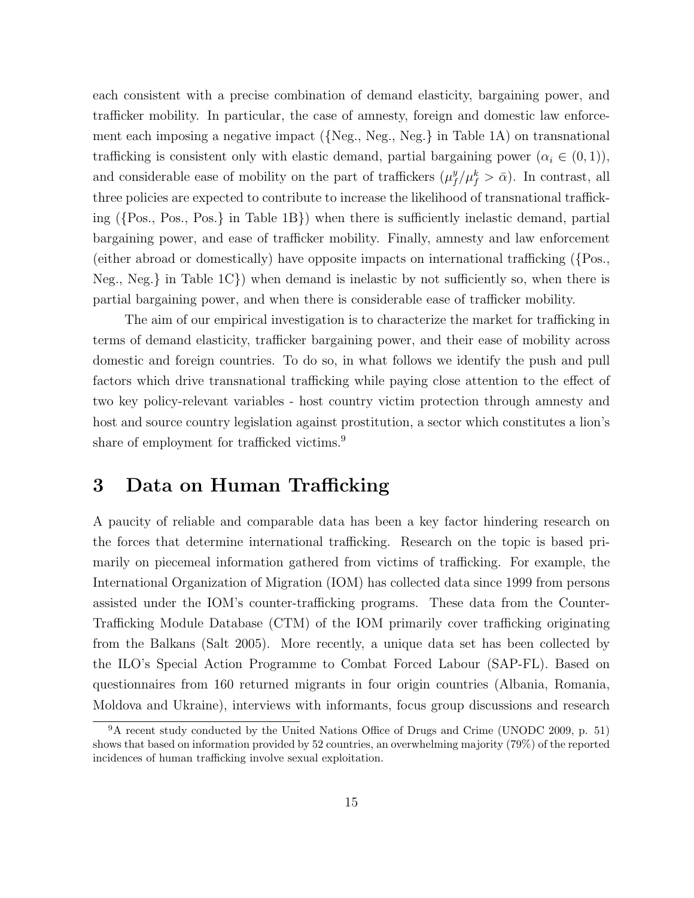each consistent with a precise combination of demand elasticity, bargaining power, and trafficker mobility. In particular, the case of amnesty, foreign and domestic law enforcement each imposing a negative impact ({Neg., Neg., Neg.} in Table 1A) on transnational trafficking is consistent only with elastic demand, partial bargaining power ($\alpha_i \in (0,1)$), and considerable ease of mobility on the part of traffickers ($\mu_f^y/\mu_f^k > \bar{\alpha}$). In contrast, all three policies are expected to contribute to increase the likelihood of transnational trafficking ({Pos., Pos., Pos.} in Table 1B}) when there is sufficiently inelastic demand, partial bargaining power, and ease of trafficker mobility. Finally, amnesty and law enforcement (either abroad or domestically) have opposite impacts on international trafficking ({Pos., Neg., Neg.} in Table 1C}) when demand is inelastic by not sufficiently so, when there is partial bargaining power, and when there is considerable ease of trafficker mobility.

The aim of our empirical investigation is to characterize the market for trafficking in terms of demand elasticity, trafficker bargaining power, and their ease of mobility across domestic and foreign countries. To do so, in what follows we identify the push and pull factors which drive transnational trafficking while paying close attention to the effect of two key policy-relevant variables - host country victim protection through amnesty and host and source country legislation against prostitution, a sector which constitutes a lion's share of employment for trafficked victims.[9]

# 3 Data on Human Trafficking

A paucity of reliable and comparable data has been a key factor hindering research on the forces that determine international trafficking. Research on the topic is based primarily on piecemeal information gathered from victims of trafficking. For example, the International Organization of Migration (IOM) has collected data since 1999 from persons assisted under the IOM's counter-trafficking programs. These data from the Counter-Trafficking Module Database (CTM) of the IOM primarily cover trafficking originating from the Balkans (Salt 2005). More recently, a unique data set has been collected by the ILO's Special Action Programme to Combat Forced Labour (SAP-FL). Based on questionnaires from 160 returned migrants in four origin countries (Albania, Romania, Moldova and Ukraine), interviews with informants, focus group discussions and research

[9] A recent study conducted by the United Nations Office of Drugs and Crime (UNODC 2009, p. 51) shows that based on information provided by 52 countries, an overwhelming majority (79%) of the reported incidences of human trafficking involve sexual exploitation.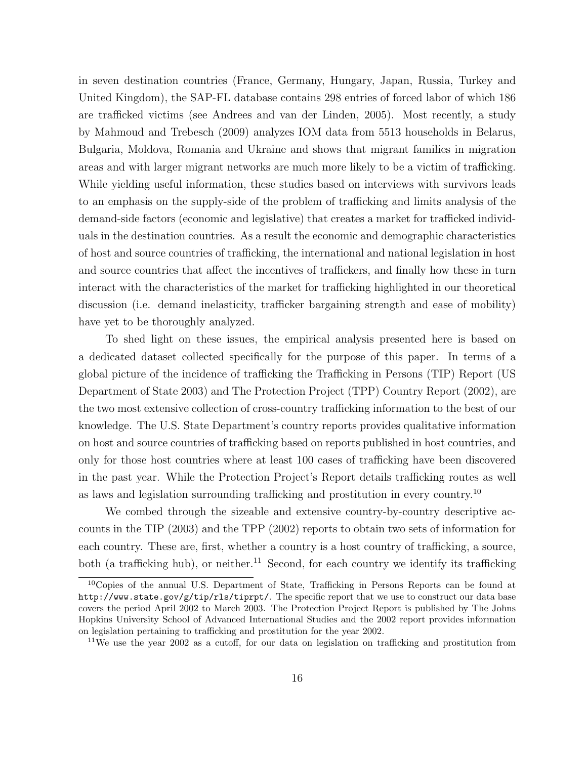in seven destination countries (France, Germany, Hungary, Japan, Russia, Turkey and United Kingdom), the SAP-FL database contains 298 entries of forced labor of which 186 are trafficked victims (see Andrees and van der Linden, 2005). Most recently, a study by Mahmoud and Trebesch (2009) analyzes IOM data from 5513 households in Belarus, Bulgaria, Moldova, Romania and Ukraine and shows that migrant families in migration areas and with larger migrant networks are much more likely to be a victim of trafficking. While yielding useful information, these studies based on interviews with survivors leads to an emphasis on the supply-side of the problem of trafficking and limits analysis of the demand-side factors (economic and legislative) that creates a market for trafficked individuals in the destination countries. As a result the economic and demographic characteristics of host and source countries of trafficking, the international and national legislation in host and source countries that affect the incentives of traffickers, and finally how these in turn interact with the characteristics of the market for trafficking highlighted in our theoretical discussion (i.e. demand inelasticity, trafficker bargaining strength and ease of mobility) have yet to be thoroughly analyzed.

To shed light on these issues, the empirical analysis presented here is based on a dedicated dataset collected specifically for the purpose of this paper. In terms of a global picture of the incidence of trafficking the Trafficking in Persons (TIP) Report (US Department of State 2003) and The Protection Project (TPP) Country Report (2002), are the two most extensive collection of cross-country trafficking information to the best of our knowledge. The U.S. State Department's country reports provides qualitative information on host and source countries of trafficking based on reports published in host countries, and only for those host countries where at least 100 cases of trafficking have been discovered in the past year. While the Protection Project's Report details trafficking routes as well as laws and legislation surrounding trafficking and prostitution in every country.[10]

We combed through the sizeable and extensive country-by-country descriptive accounts in the TIP (2003) and the TPP (2002) reports to obtain two sets of information for each country. These are, first, whether a country is a host country of trafficking, a source, both (a trafficking hub), or neither.[11] Second, for each country we identify its trafficking

---

[10]Copies of the annual U.S. Department of State, Trafficking in Persons Reports can be found at `http://www.state.gov/g/tip/rls/tiprpt/`. The specific report that we use to construct our data base covers the period April 2002 to March 2003. The Protection Project Report is published by The Johns Hopkins University School of Advanced International Studies and the 2002 report provides information on legislation pertaining to trafficking and prostitution for the year 2002.

[11]We use the year 2002 as a cutoff, for our data on legislation on trafficking and prostitution from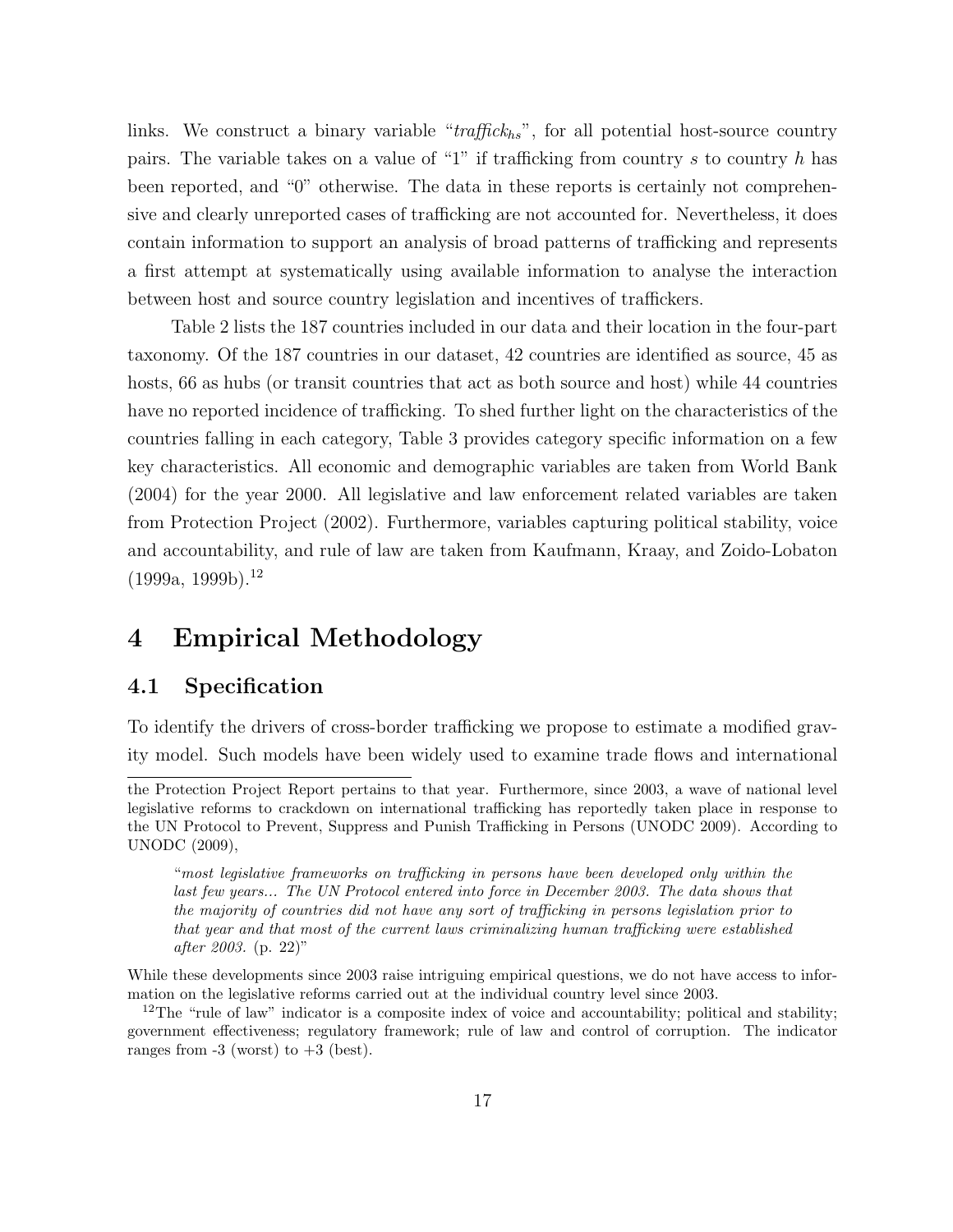links. We construct a binary variable "*traffick*$_{hs}$", for all potential host-source country pairs. The variable takes on a value of "1" if trafficking from country $s$ to country $h$ has been reported, and "0" otherwise. The data in these reports is certainly not comprehensive and clearly unreported cases of trafficking are not accounted for. Nevertheless, it does contain information to support an analysis of broad patterns of trafficking and represents a first attempt at systematically using available information to analyse the interaction between host and source country legislation and incentives of traffickers.

Table 2 lists the 187 countries included in our data and their location in the four-part taxonomy. Of the 187 countries in our dataset, 42 countries are identified as source, 45 as hosts, 66 as hubs (or transit countries that act as both source and host) while 44 countries have no reported incidence of trafficking. To shed further light on the characteristics of the countries falling in each category, Table 3 provides category specific information on a few key characteristics. All economic and demographic variables are taken from World Bank (2004) for the year 2000. All legislative and law enforcement related variables are taken from Protection Project (2002). Furthermore, variables capturing political stability, voice and accountability, and rule of law are taken from Kaufmann, Kraay, and Zoido-Lobaton (1999a, 1999b).[12]

# 4 Empirical Methodology

## 4.1 Specification

To identify the drivers of cross-border trafficking we propose to estimate a modified gravity model. Such models have been widely used to examine trade flows and international

---

the Protection Project Report pertains to that year. Furthermore, since 2003, a wave of national level legislative reforms to crackdown on international trafficking has reportedly taken place in response to the UN Protocol to Prevent, Suppress and Punish Trafficking in Persons (UNODC 2009). According to UNODC (2009),

> "*most legislative frameworks on trafficking in persons have been developed only within the last few years... The UN Protocol entered into force in December 2003. The data shows that the majority of countries did not have any sort of trafficking in persons legislation prior to that year and that most of the current laws criminalizing human trafficking were established after 2003.* (p. 22)"

While these developments since 2003 raise intriguing empirical questions, we do not have access to information on the legislative reforms carried out at the individual country level since 2003.

[12] The "rule of law" indicator is a composite index of voice and accountability; political and stability; government effectiveness; regulatory framework; rule of law and control of corruption. The indicator ranges from -3 (worst) to +3 (best).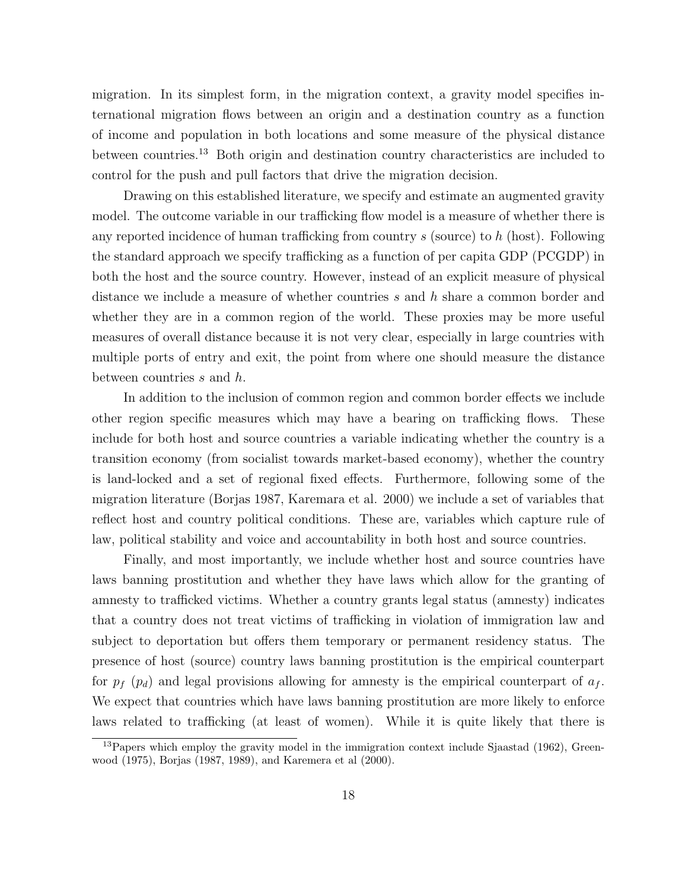migration. In its simplest form, in the migration context, a gravity model specifies international migration flows between an origin and a destination country as a function of income and population in both locations and some measure of the physical distance between countries.[13] Both origin and destination country characteristics are included to control for the push and pull factors that drive the migration decision.

Drawing on this established literature, we specify and estimate an augmented gravity model. The outcome variable in our trafficking flow model is a measure of whether there is any reported incidence of human trafficking from country $s$ (source) to $h$ (host). Following the standard approach we specify trafficking as a function of per capita GDP (PCGDP) in both the host and the source country. However, instead of an explicit measure of physical distance we include a measure of whether countries $s$ and $h$ share a common border and whether they are in a common region of the world. These proxies may be more useful measures of overall distance because it is not very clear, especially in large countries with multiple ports of entry and exit, the point from where one should measure the distance between countries $s$ and $h$.

In addition to the inclusion of common region and common border effects we include other region specific measures which may have a bearing on trafficking flows. These include for both host and source countries a variable indicating whether the country is a transition economy (from socialist towards market-based economy), whether the country is land-locked and a set of regional fixed effects. Furthermore, following some of the migration literature (Borjas 1987, Karemara et al. 2000) we include a set of variables that reflect host and country political conditions. These are, variables which capture rule of law, political stability and voice and accountability in both host and source countries.

Finally, and most importantly, we include whether host and source countries have laws banning prostitution and whether they have laws which allow for the granting of amnesty to trafficked victims. Whether a country grants legal status (amnesty) indicates that a country does not treat victims of trafficking in violation of immigration law and subject to deportation but offers them temporary or permanent residency status. The presence of host (source) country laws banning prostitution is the empirical counterpart for $p_f$ ($p_d$) and legal provisions allowing for amnesty is the empirical counterpart of $a_f$. We expect that countries which have laws banning prostitution are more likely to enforce laws related to trafficking (at least of women). While it is quite likely that there is

[13] Papers which employ the gravity model in the immigration context include Sjaastad (1962), Greenwood (1975), Borjas (1987, 1989), and Karemera et al (2000).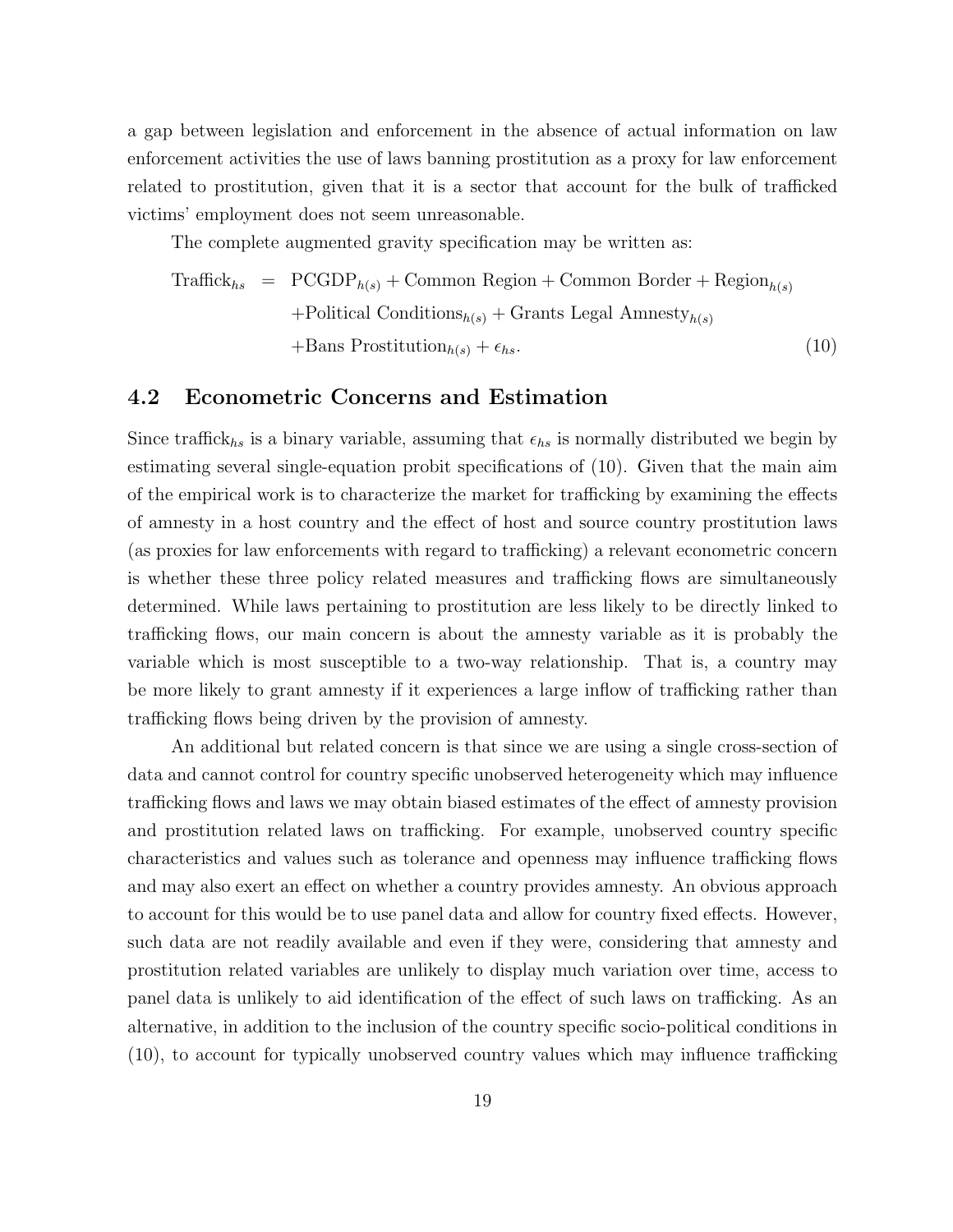a gap between legislation and enforcement in the absence of actual information on law enforcement activities the use of laws banning prostitution as a proxy for law enforcement related to prostitution, given that it is a sector that account for the bulk of trafficked victims' employment does not seem unreasonable.

The complete augmented gravity specification may be written as:

$$
\begin{aligned}
\text{Traffick}_{hs} \;=\; & \text{PCGDP}_{h(s)} + \text{Common Region} + \text{Common Border} + \text{Region}_{h(s)} \\
& + \text{Political Conditions}_{h(s)} + \text{Grants Legal Amnesty}_{h(s)} \\
& + \text{Bans Prostitution}_{h(s)} + \epsilon_{hs}. \qquad (10)
\end{aligned}
$$

## 4.2 Econometric Concerns and Estimation

Since traffick$_{hs}$ is a binary variable, assuming that $\epsilon_{hs}$ is normally distributed we begin by estimating several single-equation probit specifications of (10). Given that the main aim of the empirical work is to characterize the market for trafficking by examining the effects of amnesty in a host country and the effect of host and source country prostitution laws (as proxies for law enforcements with regard to trafficking) a relevant econometric concern is whether these three policy related measures and trafficking flows are simultaneously determined. While laws pertaining to prostitution are less likely to be directly linked to trafficking flows, our main concern is about the amnesty variable as it is probably the variable which is most susceptible to a two-way relationship. That is, a country may be more likely to grant amnesty if it experiences a large inflow of trafficking rather than trafficking flows being driven by the provision of amnesty.

An additional but related concern is that since we are using a single cross-section of data and cannot control for country specific unobserved heterogeneity which may influence trafficking flows and laws we may obtain biased estimates of the effect of amnesty provision and prostitution related laws on trafficking. For example, unobserved country specific characteristics and values such as tolerance and openness may influence trafficking flows and may also exert an effect on whether a country provides amnesty. An obvious approach to account for this would be to use panel data and allow for country fixed effects. However, such data are not readily available and even if they were, considering that amnesty and prostitution related variables are unlikely to display much variation over time, access to panel data is unlikely to aid identification of the effect of such laws on trafficking. As an alternative, in addition to the inclusion of the country specific socio-political conditions in (10), to account for typically unobserved country values which may influence trafficking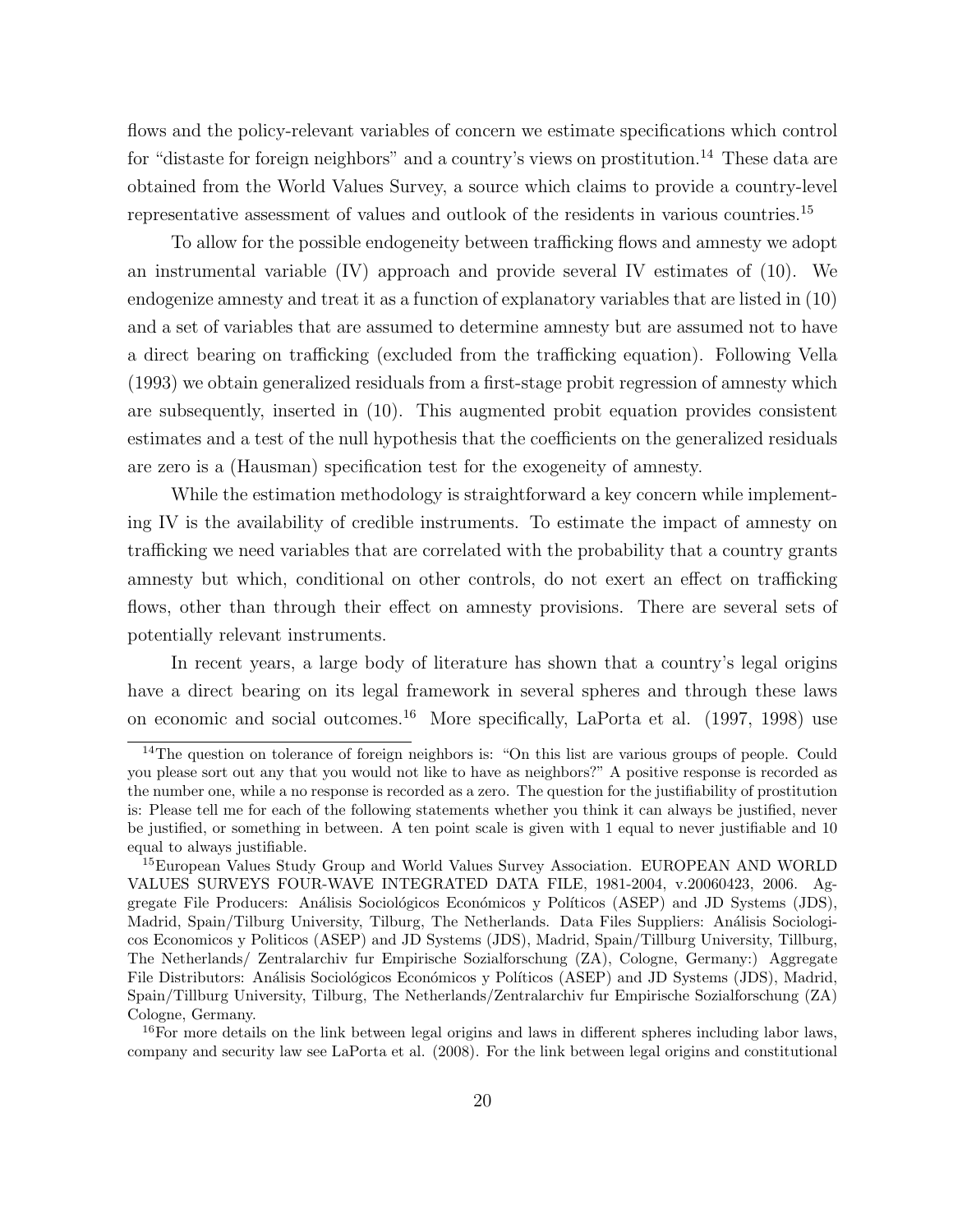flows and the policy-relevant variables of concern we estimate specifications which control for "distaste for foreign neighbors" and a country's views on prostitution.[14] These data are obtained from the World Values Survey, a source which claims to provide a country-level representative assessment of values and outlook of the residents in various countries.[15]

To allow for the possible endogeneity between trafficking flows and amnesty we adopt an instrumental variable (IV) approach and provide several IV estimates of (10). We endogenize amnesty and treat it as a function of explanatory variables that are listed in (10) and a set of variables that are assumed to determine amnesty but are assumed not to have a direct bearing on trafficking (excluded from the trafficking equation). Following Vella (1993) we obtain generalized residuals from a first-stage probit regression of amnesty which are subsequently, inserted in (10). This augmented probit equation provides consistent estimates and a test of the null hypothesis that the coefficients on the generalized residuals are zero is a (Hausman) specification test for the exogeneity of amnesty.

While the estimation methodology is straightforward a key concern while implementing IV is the availability of credible instruments. To estimate the impact of amnesty on trafficking we need variables that are correlated with the probability that a country grants amnesty but which, conditional on other controls, do not exert an effect on trafficking flows, other than through their effect on amnesty provisions. There are several sets of potentially relevant instruments.

In recent years, a large body of literature has shown that a country's legal origins have a direct bearing on its legal framework in several spheres and through these laws on economic and social outcomes.[16] More specifically, LaPorta et al. (1997, 1998) use

[14]The question on tolerance of foreign neighbors is: "On this list are various groups of people. Could you please sort out any that you would not like to have as neighbors?" A positive response is recorded as the number one, while a no response is recorded as a zero. The question for the justifiability of prostitution is: Please tell me for each of the following statements whether you think it can always be justified, never be justified, or something in between. A ten point scale is given with 1 equal to never justifiable and 10 equal to always justifiable.

[15]European Values Study Group and World Values Survey Association. EUROPEAN AND WORLD VALUES SURVEYS FOUR-WAVE INTEGRATED DATA FILE, 1981-2004, v.20060423, 2006. Aggregate File Producers: Análisis Sociológicos Económicos y Políticos (ASEP) and JD Systems (JDS), Madrid, Spain/Tilburg University, Tilburg, The Netherlands. Data Files Suppliers: Análisis Sociologicos Economicos y Politicos (ASEP) and JD Systems (JDS), Madrid, Spain/Tillburg University, Tillburg, The Netherlands/ Zentralarchiv fur Empirische Sozialforschung (ZA), Cologne, Germany:) Aggregate File Distributors: Análisis Sociológicos Económicos y Políticos (ASEP) and JD Systems (JDS), Madrid, Spain/Tillburg University, Tilburg, The Netherlands/Zentralarchiv fur Empirische Sozialforschung (ZA) Cologne, Germany.

[16]For more details on the link between legal origins and laws in different spheres including labor laws, company and security law see LaPorta et al. (2008). For the link between legal origins and constitutional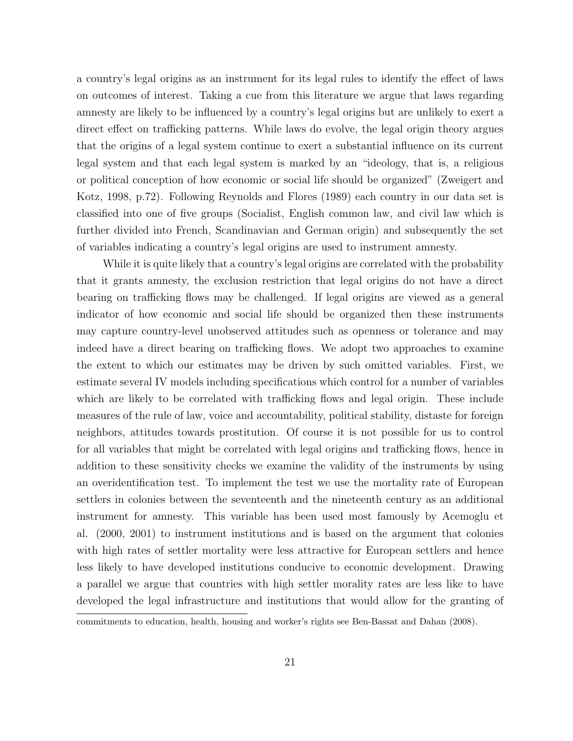a country's legal origins as an instrument for its legal rules to identify the effect of laws on outcomes of interest. Taking a cue from this literature we argue that laws regarding amnesty are likely to be influenced by a country's legal origins but are unlikely to exert a direct effect on trafficking patterns. While laws do evolve, the legal origin theory argues that the origins of a legal system continue to exert a substantial influence on its current legal system and that each legal system is marked by an "ideology, that is, a religious or political conception of how economic or social life should be organized" (Zweigert and Kotz, 1998, p.72). Following Reynolds and Flores (1989) each country in our data set is classified into one of five groups (Socialist, English common law, and civil law which is further divided into French, Scandinavian and German origin) and subsequently the set of variables indicating a country's legal origins are used to instrument amnesty.

While it is quite likely that a country's legal origins are correlated with the probability that it grants amnesty, the exclusion restriction that legal origins do not have a direct bearing on trafficking flows may be challenged. If legal origins are viewed as a general indicator of how economic and social life should be organized then these instruments may capture country-level unobserved attitudes such as openness or tolerance and may indeed have a direct bearing on trafficking flows. We adopt two approaches to examine the extent to which our estimates may be driven by such omitted variables. First, we estimate several IV models including specifications which control for a number of variables which are likely to be correlated with trafficking flows and legal origin. These include measures of the rule of law, voice and accountability, political stability, distaste for foreign neighbors, attitudes towards prostitution. Of course it is not possible for us to control for all variables that might be correlated with legal origins and trafficking flows, hence in addition to these sensitivity checks we examine the validity of the instruments by using an overidentification test. To implement the test we use the mortality rate of European settlers in colonies between the seventeenth and the nineteenth century as an additional instrument for amnesty. This variable has been used most famously by Acemoglu et al. (2000, 2001) to instrument institutions and is based on the argument that colonies with high rates of settler mortality were less attractive for European settlers and hence less likely to have developed institutions conducive to economic development. Drawing a parallel we argue that countries with high settler morality rates are less like to have developed the legal infrastructure and institutions that would allow for the granting of

commitments to education, health, housing and worker's rights see Ben-Bassat and Dahan (2008).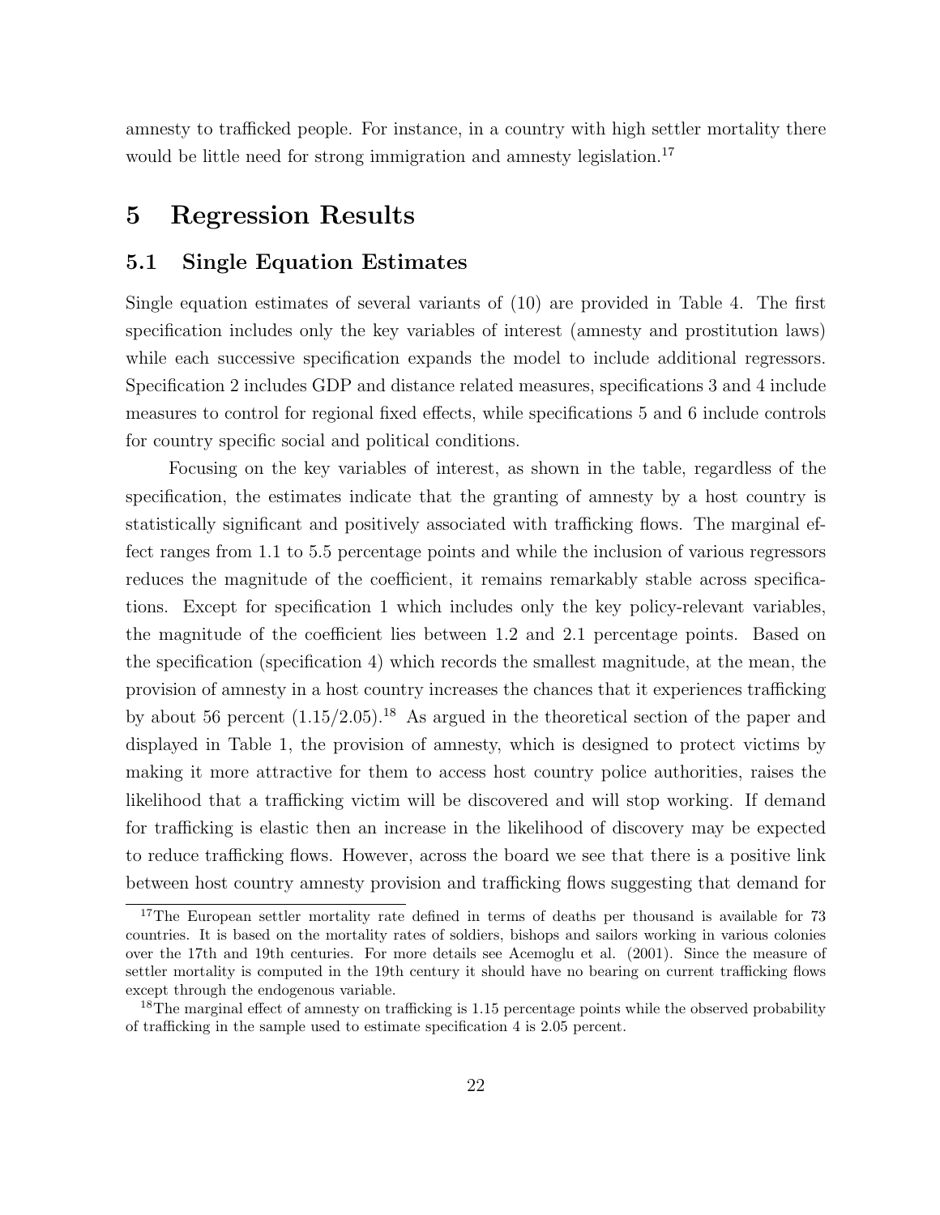amnesty to trafficked people. For instance, in a country with high settler mortality there would be little need for strong immigration and amnesty legislation.[17]

# 5 Regression Results

## 5.1 Single Equation Estimates

Single equation estimates of several variants of (10) are provided in Table 4. The first specification includes only the key variables of interest (amnesty and prostitution laws) while each successive specification expands the model to include additional regressors. Specification 2 includes GDP and distance related measures, specifications 3 and 4 include measures to control for regional fixed effects, while specifications 5 and 6 include controls for country specific social and political conditions.

Focusing on the key variables of interest, as shown in the table, regardless of the specification, the estimates indicate that the granting of amnesty by a host country is statistically significant and positively associated with trafficking flows. The marginal effect ranges from 1.1 to 5.5 percentage points and while the inclusion of various regressors reduces the magnitude of the coefficient, it remains remarkably stable across specifications. Except for specification 1 which includes only the key policy-relevant variables, the magnitude of the coefficient lies between 1.2 and 2.1 percentage points. Based on the specification (specification 4) which records the smallest magnitude, at the mean, the provision of amnesty in a host country increases the chances that it experiences trafficking by about 56 percent (1.15/2.05).[18] As argued in the theoretical section of the paper and displayed in Table 1, the provision of amnesty, which is designed to protect victims by making it more attractive for them to access host country police authorities, raises the likelihood that a trafficking victim will be discovered and will stop working. If demand for trafficking is elastic then an increase in the likelihood of discovery may be expected to reduce trafficking flows. However, across the board we see that there is a positive link between host country amnesty provision and trafficking flows suggesting that demand for

[17] The European settler mortality rate defined in terms of deaths per thousand is available for 73 countries. It is based on the mortality rates of soldiers, bishops and sailors working in various colonies over the 17th and 19th centuries. For more details see Acemoglu et al. (2001). Since the measure of settler mortality is computed in the 19th century it should have no bearing on current trafficking flows except through the endogenous variable.

[18] The marginal effect of amnesty on trafficking is 1.15 percentage points while the observed probability of trafficking in the sample used to estimate specification 4 is 2.05 percent.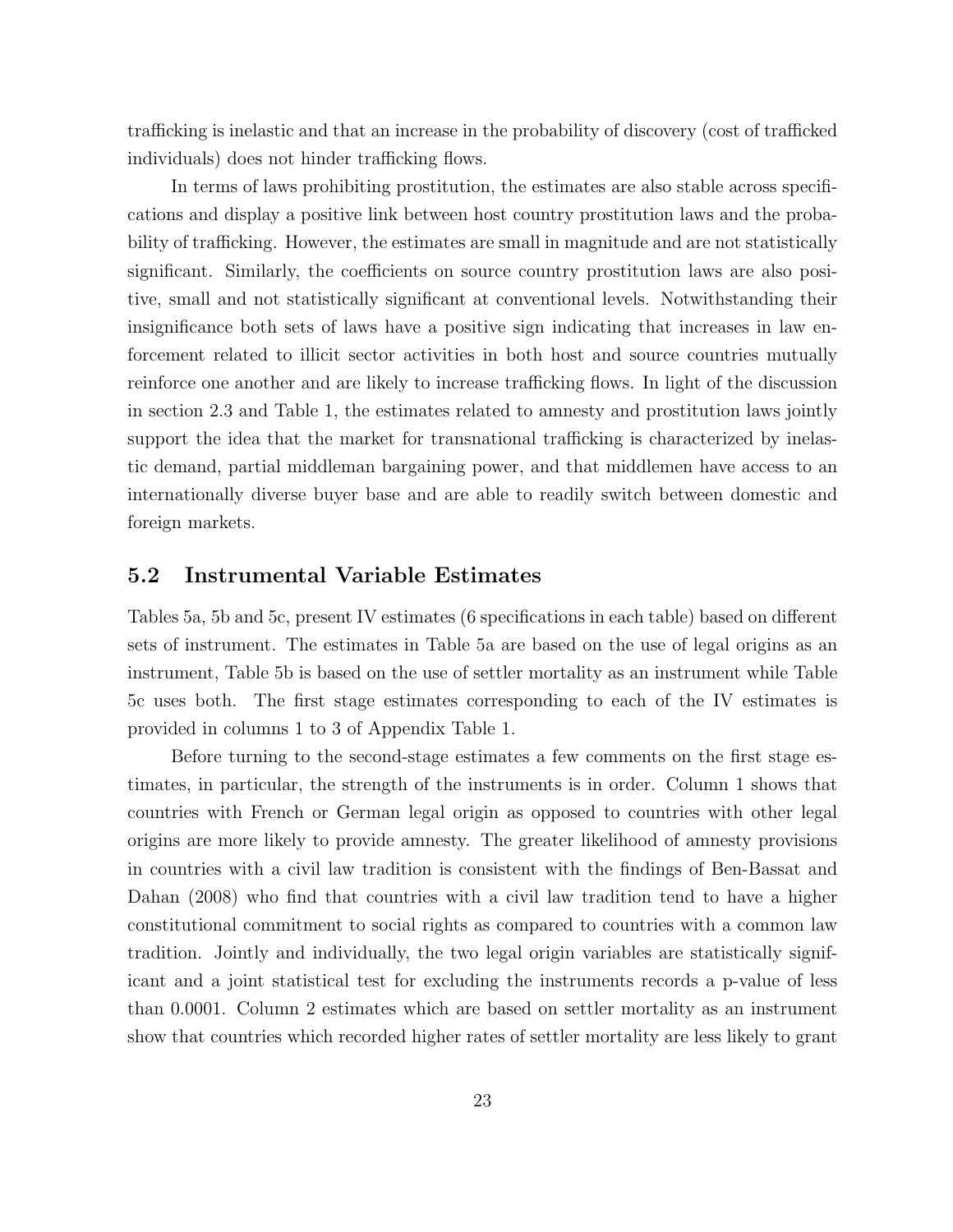trafficking is inelastic and that an increase in the probability of discovery (cost of trafficked individuals) does not hinder trafficking flows.

In terms of laws prohibiting prostitution, the estimates are also stable across specifications and display a positive link between host country prostitution laws and the probability of trafficking. However, the estimates are small in magnitude and are not statistically significant. Similarly, the coefficients on source country prostitution laws are also positive, small and not statistically significant at conventional levels. Notwithstanding their insignificance both sets of laws have a positive sign indicating that increases in law enforcement related to illicit sector activities in both host and source countries mutually reinforce one another and are likely to increase trafficking flows. In light of the discussion in section 2.3 and Table 1, the estimates related to amnesty and prostitution laws jointly support the idea that the market for transnational trafficking is characterized by inelastic demand, partial middleman bargaining power, and that middlemen have access to an internationally diverse buyer base and are able to readily switch between domestic and foreign markets.

## 5.2 Instrumental Variable Estimates

Tables 5a, 5b and 5c, present IV estimates (6 specifications in each table) based on different sets of instrument. The estimates in Table 5a are based on the use of legal origins as an instrument, Table 5b is based on the use of settler mortality as an instrument while Table 5c uses both. The first stage estimates corresponding to each of the IV estimates is provided in columns 1 to 3 of Appendix Table 1.

Before turning to the second-stage estimates a few comments on the first stage estimates, in particular, the strength of the instruments is in order. Column 1 shows that countries with French or German legal origin as opposed to countries with other legal origins are more likely to provide amnesty. The greater likelihood of amnesty provisions in countries with a civil law tradition is consistent with the findings of Ben-Bassat and Dahan (2008) who find that countries with a civil law tradition tend to have a higher constitutional commitment to social rights as compared to countries with a common law tradition. Jointly and individually, the two legal origin variables are statistically significant and a joint statistical test for excluding the instruments records a p-value of less than 0.0001. Column 2 estimates which are based on settler mortality as an instrument show that countries which recorded higher rates of settler mortality are less likely to grant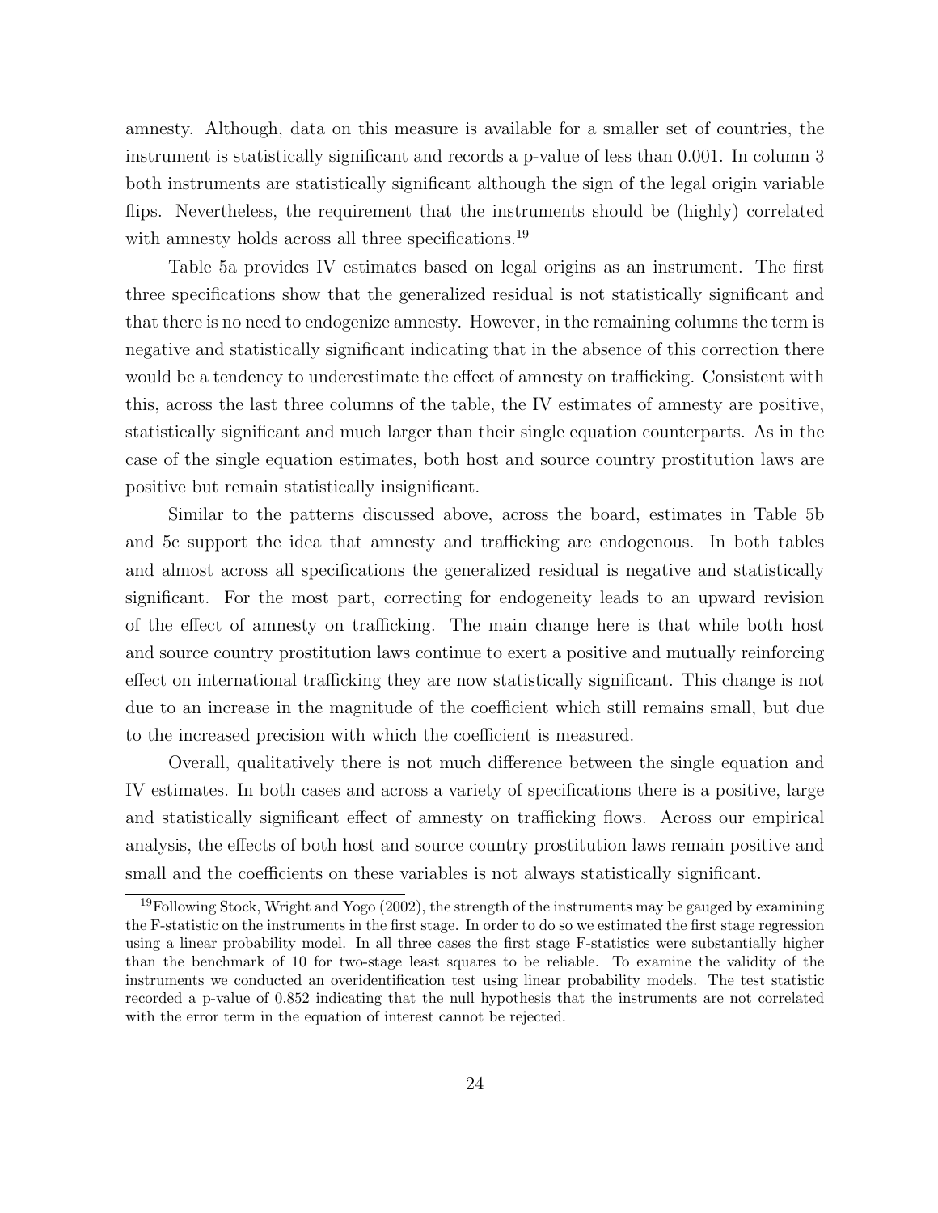amnesty. Although, data on this measure is available for a smaller set of countries, the instrument is statistically significant and records a p-value of less than 0.001. In column 3 both instruments are statistically significant although the sign of the legal origin variable flips. Nevertheless, the requirement that the instruments should be (highly) correlated with amnesty holds across all three specifications.[19]

Table 5a provides IV estimates based on legal origins as an instrument. The first three specifications show that the generalized residual is not statistically significant and that there is no need to endogenize amnesty. However, in the remaining columns the term is negative and statistically significant indicating that in the absence of this correction there would be a tendency to underestimate the effect of amnesty on trafficking. Consistent with this, across the last three columns of the table, the IV estimates of amnesty are positive, statistically significant and much larger than their single equation counterparts. As in the case of the single equation estimates, both host and source country prostitution laws are positive but remain statistically insignificant.

Similar to the patterns discussed above, across the board, estimates in Table 5b and 5c support the idea that amnesty and trafficking are endogenous. In both tables and almost across all specifications the generalized residual is negative and statistically significant. For the most part, correcting for endogeneity leads to an upward revision of the effect of amnesty on trafficking. The main change here is that while both host and source country prostitution laws continue to exert a positive and mutually reinforcing effect on international trafficking they are now statistically significant. This change is not due to an increase in the magnitude of the coefficient which still remains small, but due to the increased precision with which the coefficient is measured.

Overall, qualitatively there is not much difference between the single equation and IV estimates. In both cases and across a variety of specifications there is a positive, large and statistically significant effect of amnesty on trafficking flows. Across our empirical analysis, the effects of both host and source country prostitution laws remain positive and small and the coefficients on these variables is not always statistically significant.

[19]Following Stock, Wright and Yogo (2002), the strength of the instruments may be gauged by examining the F-statistic on the instruments in the first stage. In order to do so we estimated the first stage regression using a linear probability model. In all three cases the first stage F-statistics were substantially higher than the benchmark of 10 for two-stage least squares to be reliable. To examine the validity of the instruments we conducted an overidentification test using linear probability models. The test statistic recorded a p-value of 0.852 indicating that the null hypothesis that the instruments are not correlated with the error term in the equation of interest cannot be rejected.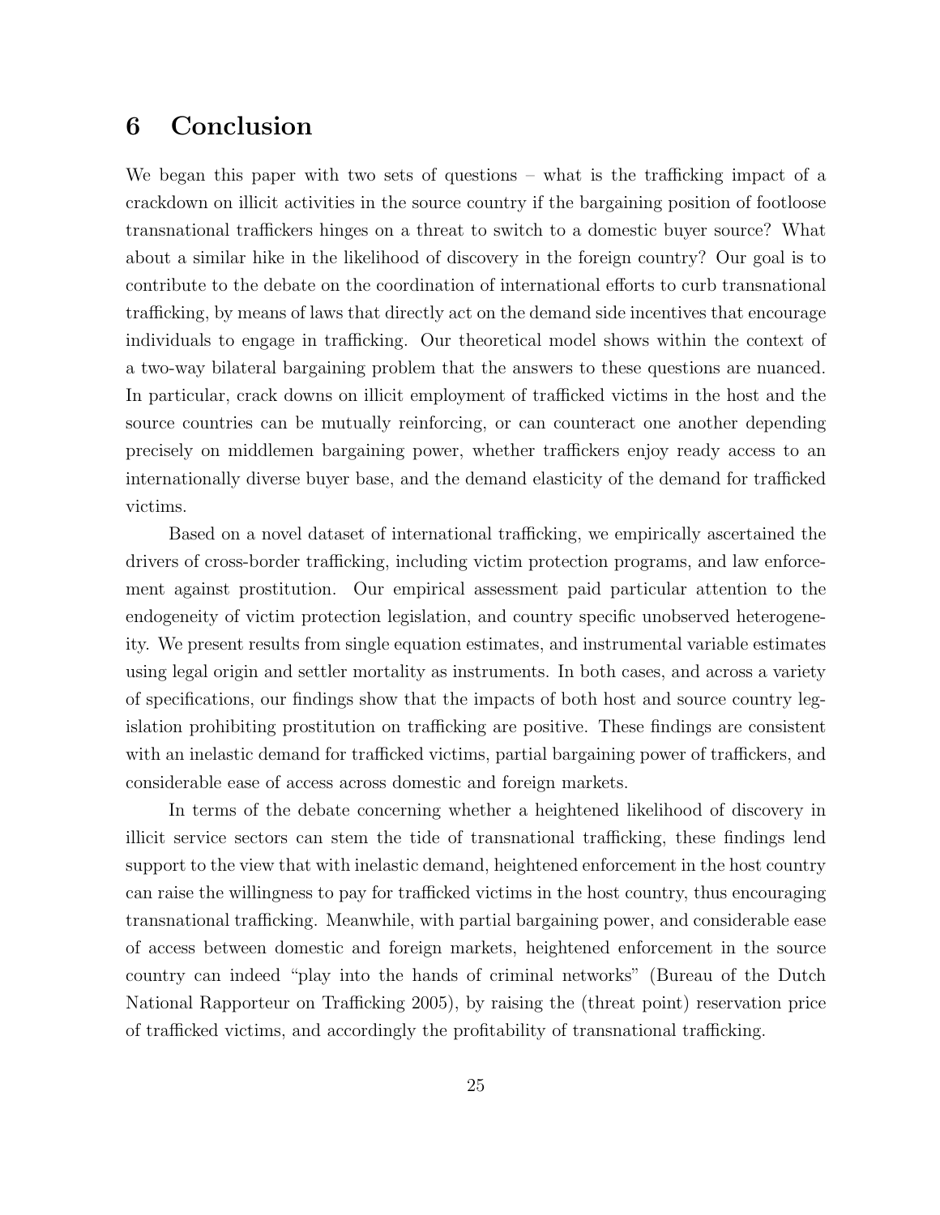## 6 Conclusion

We began this paper with two sets of questions – what is the trafficking impact of a crackdown on illicit activities in the source country if the bargaining position of footloose transnational traffickers hinges on a threat to switch to a domestic buyer source? What about a similar hike in the likelihood of discovery in the foreign country? Our goal is to contribute to the debate on the coordination of international efforts to curb transnational trafficking, by means of laws that directly act on the demand side incentives that encourage individuals to engage in trafficking. Our theoretical model shows within the context of a two-way bilateral bargaining problem that the answers to these questions are nuanced. In particular, crack downs on illicit employment of trafficked victims in the host and the source countries can be mutually reinforcing, or can counteract one another depending precisely on middlemen bargaining power, whether traffickers enjoy ready access to an internationally diverse buyer base, and the demand elasticity of the demand for trafficked victims.

Based on a novel dataset of international trafficking, we empirically ascertained the drivers of cross-border trafficking, including victim protection programs, and law enforcement against prostitution. Our empirical assessment paid particular attention to the endogeneity of victim protection legislation, and country specific unobserved heterogeneity. We present results from single equation estimates, and instrumental variable estimates using legal origin and settler mortality as instruments. In both cases, and across a variety of specifications, our findings show that the impacts of both host and source country legislation prohibiting prostitution on trafficking are positive. These findings are consistent with an inelastic demand for trafficked victims, partial bargaining power of traffickers, and considerable ease of access across domestic and foreign markets.

In terms of the debate concerning whether a heightened likelihood of discovery in illicit service sectors can stem the tide of transnational trafficking, these findings lend support to the view that with inelastic demand, heightened enforcement in the host country can raise the willingness to pay for trafficked victims in the host country, thus encouraging transnational trafficking. Meanwhile, with partial bargaining power, and considerable ease of access between domestic and foreign markets, heightened enforcement in the source country can indeed "play into the hands of criminal networks" (Bureau of the Dutch National Rapporteur on Trafficking 2005), by raising the (threat point) reservation price of trafficked victims, and accordingly the profitability of transnational trafficking.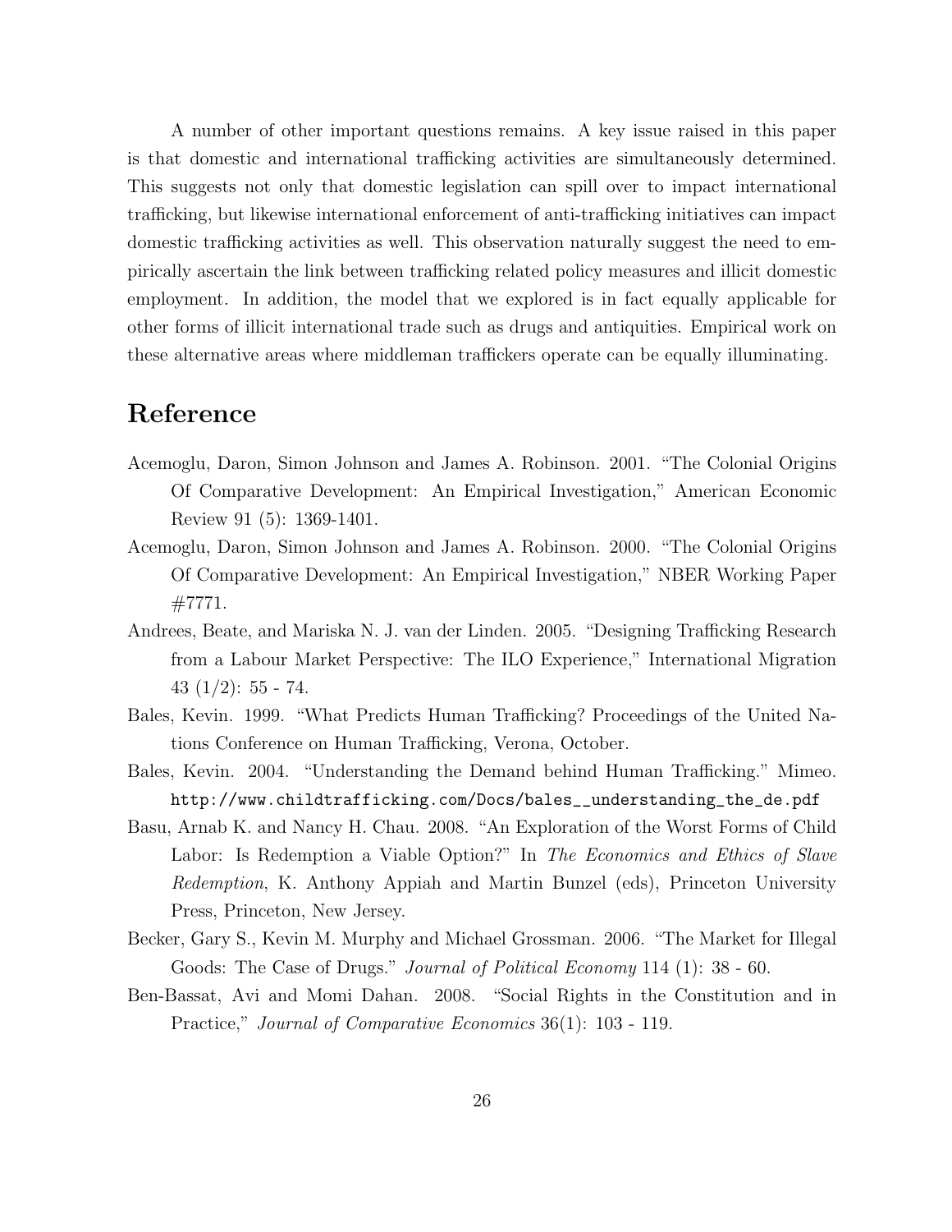A number of other important questions remains. A key issue raised in this paper is that domestic and international trafficking activities are simultaneously determined. This suggests not only that domestic legislation can spill over to impact international trafficking, but likewise international enforcement of anti-trafficking initiatives can impact domestic trafficking activities as well. This observation naturally suggest the need to empirically ascertain the link between trafficking related policy measures and illicit domestic employment. In addition, the model that we explored is in fact equally applicable for other forms of illicit international trade such as drugs and antiquities. Empirical work on these alternative areas where middleman traffickers operate can be equally illuminating.

## Reference

Acemoglu, Daron, Simon Johnson and James A. Robinson. 2001. "The Colonial Origins Of Comparative Development: An Empirical Investigation," American Economic Review 91 (5): 1369-1401.

Acemoglu, Daron, Simon Johnson and James A. Robinson. 2000. "The Colonial Origins Of Comparative Development: An Empirical Investigation," NBER Working Paper #7771.

Andrees, Beate, and Mariska N. J. van der Linden. 2005. "Designing Trafficking Research from a Labour Market Perspective: The ILO Experience," International Migration 43 (1/2): 55 - 74.

Bales, Kevin. 1999. "What Predicts Human Trafficking? Proceedings of the United Nations Conference on Human Trafficking, Verona, October.

Bales, Kevin. 2004. "Understanding the Demand behind Human Trafficking." Mimeo. `http://www.childtrafficking.com/Docs/bales__understanding_the_de.pdf`

Basu, Arnab K. and Nancy H. Chau. 2008. "An Exploration of the Worst Forms of Child Labor: Is Redemption a Viable Option?" In *The Economics and Ethics of Slave Redemption*, K. Anthony Appiah and Martin Bunzel (eds), Princeton University Press, Princeton, New Jersey.

Becker, Gary S., Kevin M. Murphy and Michael Grossman. 2006. "The Market for Illegal Goods: The Case of Drugs." *Journal of Political Economy* 114 (1): 38 - 60.

Ben-Bassat, Avi and Momi Dahan. 2008. "Social Rights in the Constitution and in Practice," *Journal of Comparative Economics* 36(1): 103 - 119.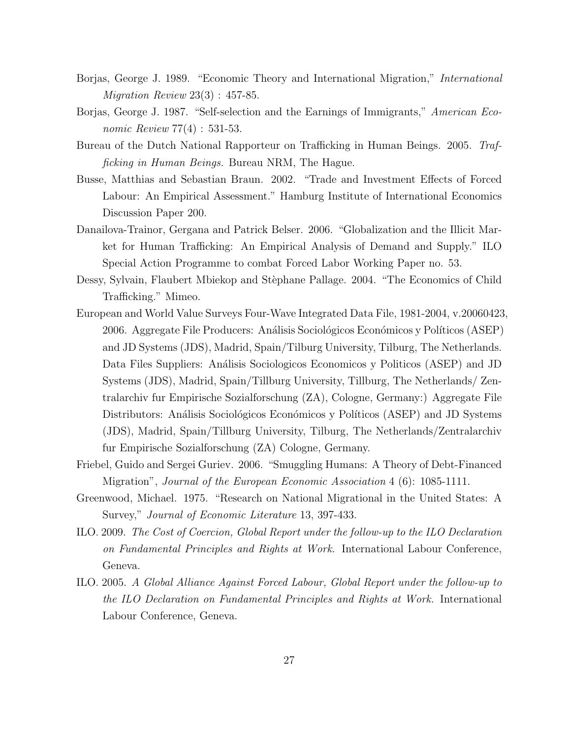Borjas, George J. 1989. "Economic Theory and International Migration," *International Migration Review* 23(3) : 457-85.

Borjas, George J. 1987. "Self-selection and the Earnings of Immigrants," *American Economic Review* 77(4) : 531-53.

Bureau of the Dutch National Rapporteur on Trafficking in Human Beings. 2005. *Trafficking in Human Beings.* Bureau NRM, The Hague.

Busse, Matthias and Sebastian Braun. 2002. "Trade and Investment Effects of Forced Labour: An Empirical Assessment." Hamburg Institute of International Economics Discussion Paper 200.

Danailova-Trainor, Gergana and Patrick Belser. 2006. "Globalization and the Illicit Market for Human Trafficking: An Empirical Analysis of Demand and Supply." ILO Special Action Programme to combat Forced Labor Working Paper no. 53.

Dessy, Sylvain, Flaubert Mbiekop and Stèphane Pallage. 2004. "The Economics of Child Trafficking." Mimeo.

European and World Value Surveys Four-Wave Integrated Data File, 1981-2004, v.20060423, 2006. Aggregate File Producers: Análisis Sociológicos Económicos y Políticos (ASEP) and JD Systems (JDS), Madrid, Spain/Tilburg University, Tilburg, The Netherlands. Data Files Suppliers: Análisis Sociologicos Economicos y Politicos (ASEP) and JD Systems (JDS), Madrid, Spain/Tillburg University, Tillburg, The Netherlands/ Zentralarchiv fur Empirische Sozialforschung (ZA), Cologne, Germany:) Aggregate File Distributors: Análisis Sociológicos Económicos y Políticos (ASEP) and JD Systems (JDS), Madrid, Spain/Tillburg University, Tilburg, The Netherlands/Zentralarchiv fur Empirische Sozialforschung (ZA) Cologne, Germany.

Friebel, Guido and Sergei Guriev. 2006. "Smuggling Humans: A Theory of Debt-Financed Migration", *Journal of the European Economic Association* 4 (6): 1085-1111.

Greenwood, Michael. 1975. "Research on National Migrational in the United States: A Survey," *Journal of Economic Literature* 13, 397-433.

ILO. 2009. *The Cost of Coercion, Global Report under the follow-up to the ILO Declaration on Fundamental Principles and Rights at Work.* International Labour Conference, Geneva.

ILO. 2005. *A Global Alliance Against Forced Labour, Global Report under the follow-up to the ILO Declaration on Fundamental Principles and Rights at Work.* International Labour Conference, Geneva.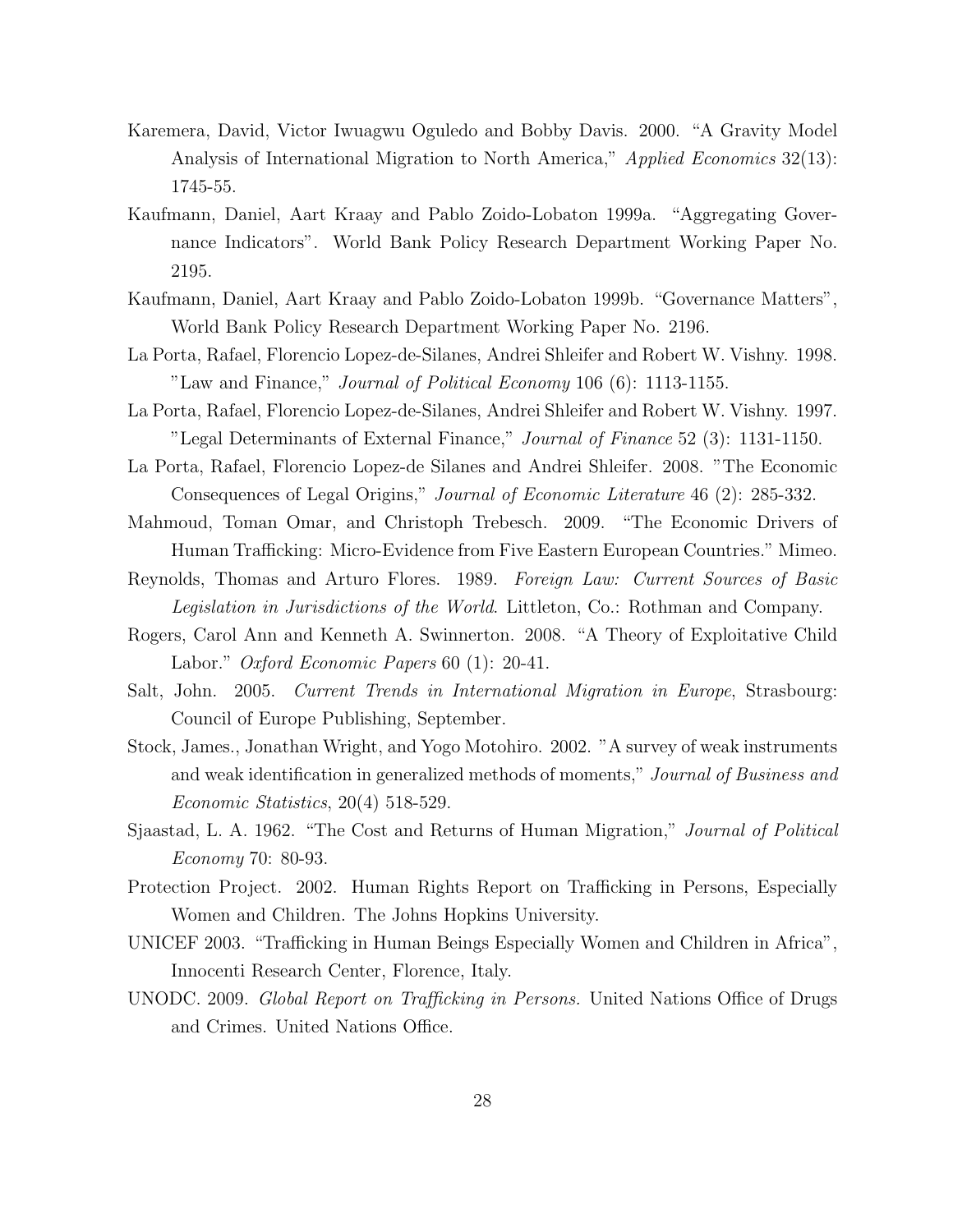Karemera, David, Victor Iwuagwu Oguledo and Bobby Davis. 2000. "A Gravity Model Analysis of International Migration to North America," *Applied Economics* 32(13): 1745-55.

Kaufmann, Daniel, Aart Kraay and Pablo Zoido-Lobaton 1999a. "Aggregating Governance Indicators". World Bank Policy Research Department Working Paper No. 2195.

Kaufmann, Daniel, Aart Kraay and Pablo Zoido-Lobaton 1999b. "Governance Matters", World Bank Policy Research Department Working Paper No. 2196.

La Porta, Rafael, Florencio Lopez-de-Silanes, Andrei Shleifer and Robert W. Vishny. 1998. "Law and Finance," *Journal of Political Economy* 106 (6): 1113-1155.

La Porta, Rafael, Florencio Lopez-de-Silanes, Andrei Shleifer and Robert W. Vishny. 1997. "Legal Determinants of External Finance," *Journal of Finance* 52 (3): 1131-1150.

La Porta, Rafael, Florencio Lopez-de Silanes and Andrei Shleifer. 2008. "The Economic Consequences of Legal Origins," *Journal of Economic Literature* 46 (2): 285-332.

Mahmoud, Toman Omar, and Christoph Trebesch. 2009. "The Economic Drivers of Human Trafficking: Micro-Evidence from Five Eastern European Countries." Mimeo.

Reynolds, Thomas and Arturo Flores. 1989. *Foreign Law: Current Sources of Basic Legislation in Jurisdictions of the World*. Littleton, Co.: Rothman and Company.

Rogers, Carol Ann and Kenneth A. Swinnerton. 2008. "A Theory of Exploitative Child Labor." *Oxford Economic Papers* 60 (1): 20-41.

Salt, John. 2005. *Current Trends in International Migration in Europe*, Strasbourg: Council of Europe Publishing, September.

Stock, James., Jonathan Wright, and Yogo Motohiro. 2002. "A survey of weak instruments and weak identification in generalized methods of moments," *Journal of Business and Economic Statistics*, 20(4) 518-529.

Sjaastad, L. A. 1962. "The Cost and Returns of Human Migration," *Journal of Political Economy* 70: 80-93.

Protection Project. 2002. Human Rights Report on Trafficking in Persons, Especially Women and Children. The Johns Hopkins University.

UNICEF 2003. "Trafficking in Human Beings Especially Women and Children in Africa", Innocenti Research Center, Florence, Italy.

UNODC. 2009. *Global Report on Trafficking in Persons.* United Nations Office of Drugs and Crimes. United Nations Office.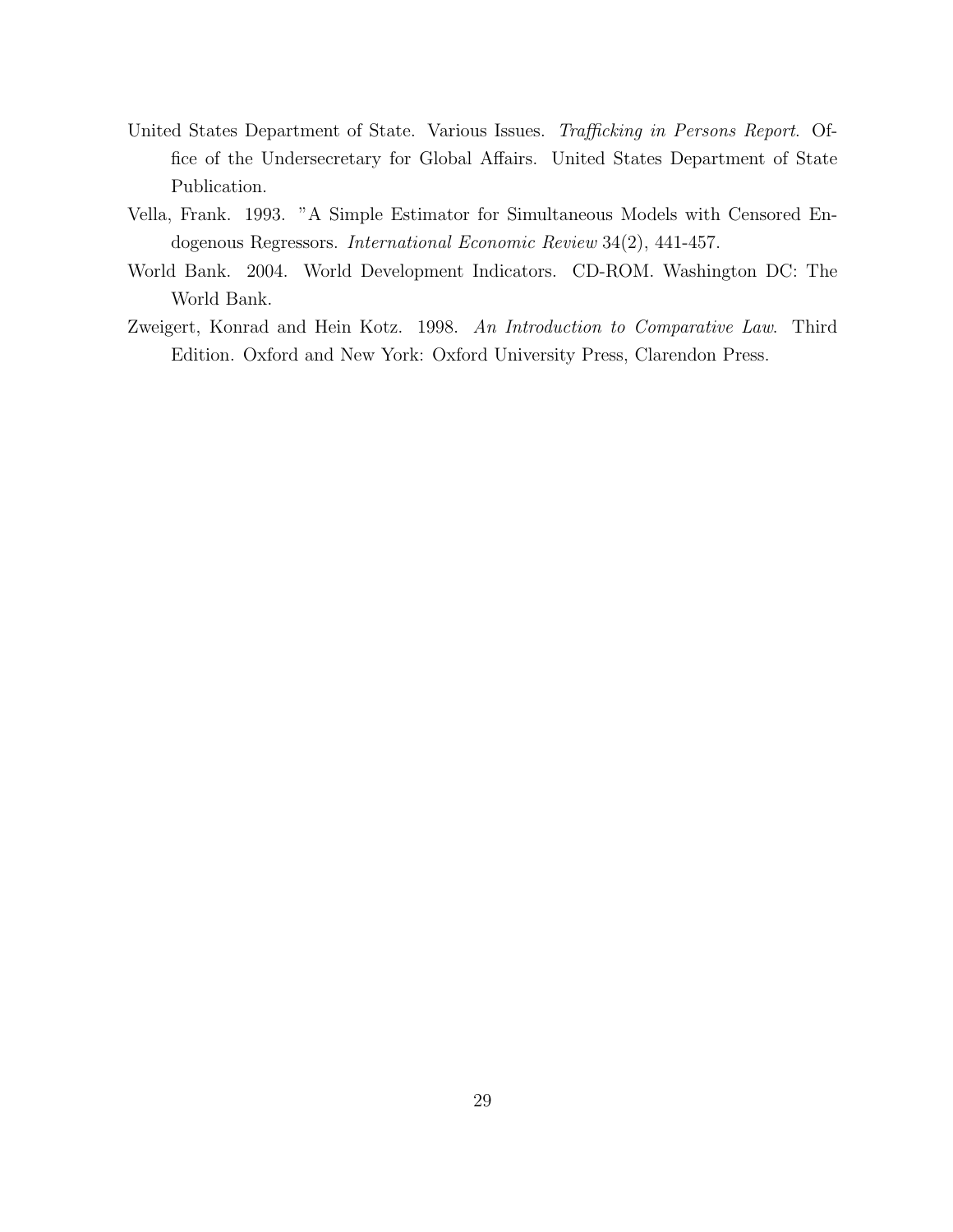United States Department of State. Various Issues. *Trafficking in Persons Report*. Office of the Undersecretary for Global Affairs. United States Department of State Publication.

Vella, Frank. 1993. "A Simple Estimator for Simultaneous Models with Censored Endogenous Regressors. *International Economic Review* 34(2), 441-457.

World Bank. 2004. World Development Indicators. CD-ROM. Washington DC: The World Bank.

Zweigert, Konrad and Hein Kotz. 1998. *An Introduction to Comparative Law*. Third Edition. Oxford and New York: Oxford University Press, Clarendon Press.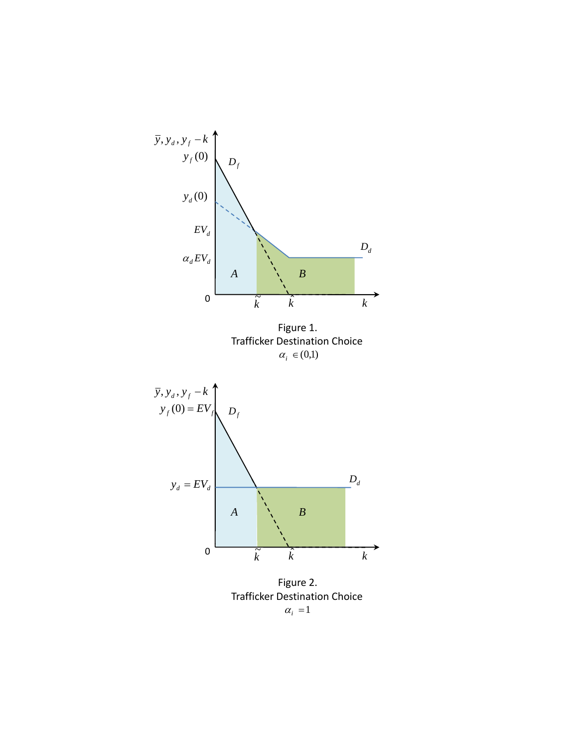Figure 1.
Trafficker Destination Choice
$\alpha_i \in (0,1)$

Figure 2.
Trafficker Destination Choice
$\alpha_i = 1$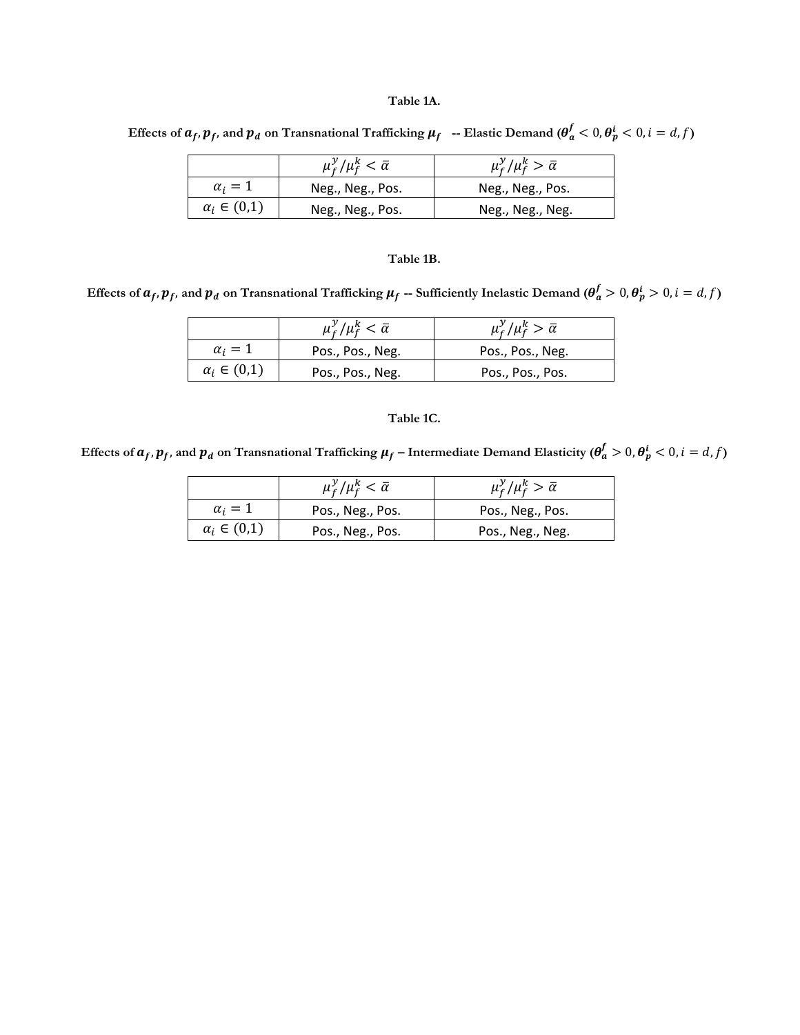**Table 1A.**

**Effects of $a_f$, $p_f$, and $p_d$ on Transnational Trafficking $\mu_f$ -- Elastic Demand ($\theta_a^f < 0, \theta_p^i < 0, i = d, f$)**

| | $\mu_f^y/\mu_f^k < \bar{\alpha}$ | $\mu_f^y/\mu_f^k > \bar{\alpha}$ |
|---|---|---|
| $\alpha_i = 1$ | Neg., Neg., Pos. | Neg., Neg., Pos. |
| $\alpha_i \in (0,1)$ | Neg., Neg., Pos. | Neg., Neg., Neg. |

**Table 1B.**

**Effects of $a_f$, $p_f$, and $p_d$ on Transnational Trafficking $\mu_f$ -- Sufficiently Inelastic Demand ($\theta_a^f > 0, \theta_p^i > 0, i = d, f$)**

| | $\mu_f^y/\mu_f^k < \bar{\alpha}$ | $\mu_f^y/\mu_f^k > \bar{\alpha}$ |
|---|---|---|
| $\alpha_i = 1$ | Pos., Pos., Neg. | Pos., Pos., Neg. |
| $\alpha_i \in (0,1)$ | Pos., Pos., Neg. | Pos., Pos., Pos. |

**Table 1C.**

**Effects of $a_f$, $p_f$, and $p_d$ on Transnational Trafficking $\mu_f$ – Intermediate Demand Elasticity ($\theta_a^f > 0, \theta_p^i < 0, i = d, f$)**

| | $\mu_f^y/\mu_f^k < \bar{\alpha}$ | $\mu_f^y/\mu_f^k > \bar{\alpha}$ |
|---|---|---|
| $\alpha_i = 1$ | Pos., Neg., Pos. | Pos., Neg., Pos. |
| $\alpha_i \in (0,1)$ | Pos., Neg., Pos. | Pos., Neg., Neg. |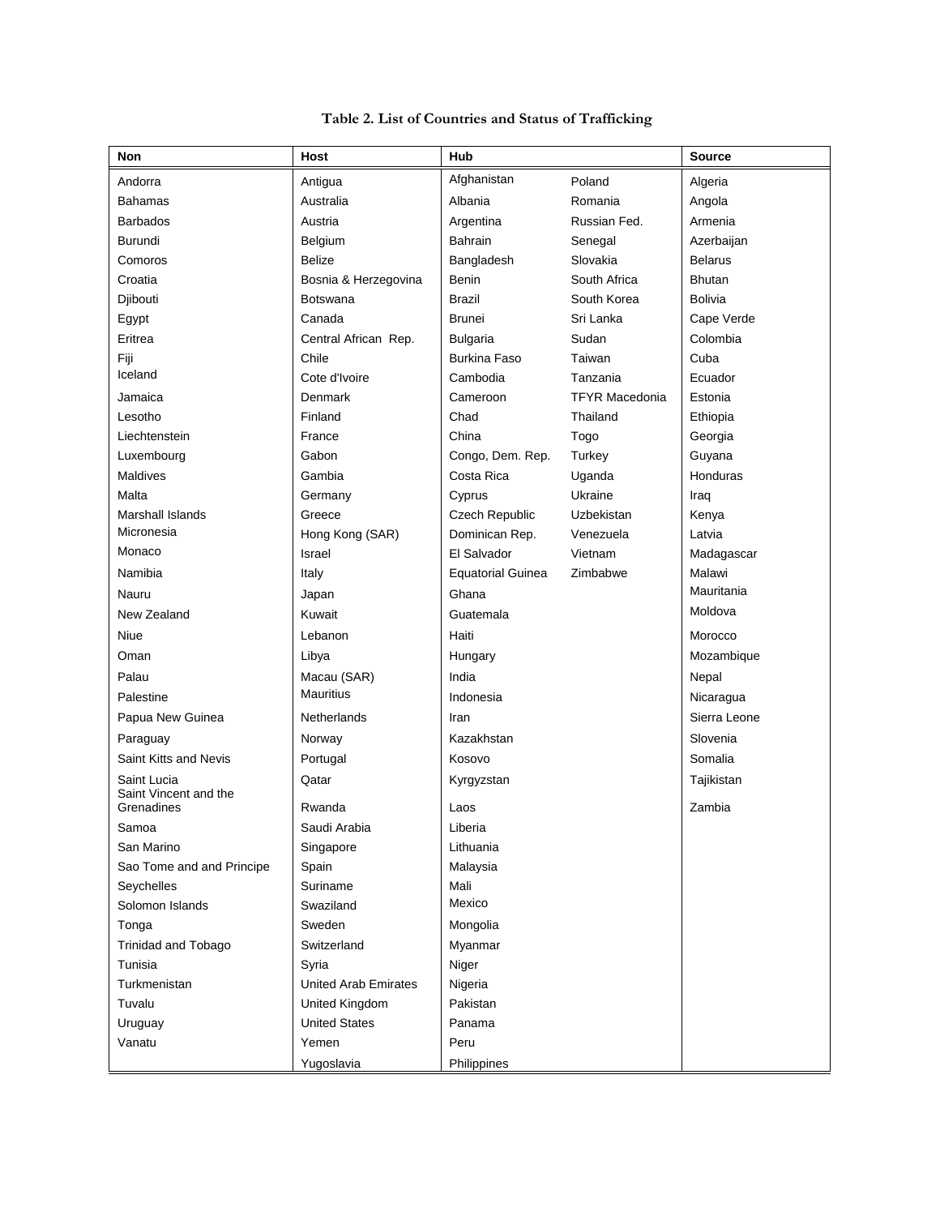**Table 2. List of Countries and Status of Trafficking**

| Non | Host | Hub | | Source |
|---|---|---|---|---|
| Andorra | Antigua | Afghanistan | Poland | Algeria |
| Bahamas | Australia | Albania | Romania | Angola |
| Barbados | Austria | Argentina | Russian Fed. | Armenia |
| Burundi | Belgium | Bahrain | Senegal | Azerbaijan |
| Comoros | Belize | Bangladesh | Slovakia | Belarus |
| Croatia | Bosnia & Herzegovina | Benin | South Africa | Bhutan |
| Djibouti | Botswana | Brazil | South Korea | Bolivia |
| Egypt | Canada | Brunei | Sri Lanka | Cape Verde |
| Eritrea | Central African Rep. | Bulgaria | Sudan | Colombia |
| Fiji | Chile | Burkina Faso | Taiwan | Cuba |
| Iceland | Cote d'Ivoire | Cambodia | Tanzania | Ecuador |
| Jamaica | Denmark | Cameroon | TFYR Macedonia | Estonia |
| Lesotho | Finland | Chad | Thailand | Ethiopia |
| Liechtenstein | France | China | Togo | Georgia |
| Luxembourg | Gabon | Congo, Dem. Rep. | Turkey | Guyana |
| Maldives | Gambia | Costa Rica | Uganda | Honduras |
| Malta | Germany | Cyprus | Ukraine | Iraq |
| Marshall Islands | Greece | Czech Republic | Uzbekistan | Kenya |
| Micronesia | Hong Kong (SAR) | Dominican Rep. | Venezuela | Latvia |
| Monaco | Israel | El Salvador | Vietnam | Madagascar |
| Namibia | Italy | Equatorial Guinea | Zimbabwe | Malawi |
| Nauru | Japan | Ghana | | Mauritania |
| New Zealand | Kuwait | Guatemala | | Moldova |
| Niue | Lebanon | Haiti | | Morocco |
| Oman | Libya | Hungary | | Mozambique |
| Palau | Macau (SAR) | India | | Nepal |
| Palestine | Mauritius | Indonesia | | Nicaragua |
| Papua New Guinea | Netherlands | Iran | | Sierra Leone |
| Paraguay | Norway | Kazakhstan | | Slovenia |
| Saint Kitts and Nevis | Portugal | Kosovo | | Somalia |
| Saint Lucia | Qatar | Kyrgyzstan | | Tajikistan |
| Saint Vincent and the Grenadines | Rwanda | Laos | | Zambia |
| Samoa | Saudi Arabia | Liberia | | |
| San Marino | Singapore | Lithuania | | |
| Sao Tome and and Principe | Spain | Malaysia | | |
| Seychelles | Suriname | Mali | | |
| Solomon Islands | Swaziland | Mexico | | |
| Tonga | Sweden | Mongolia | | |
| Trinidad and Tobago | Switzerland | Myanmar | | |
| Tunisia | Syria | Niger | | |
| Turkmenistan | United Arab Emirates | Nigeria | | |
| Tuvalu | United Kingdom | Pakistan | | |
| Uruguay | United States | Panama | | |
| Vanatu | Yemen | Peru | | |
| | Yugoslavia | Philippines | | |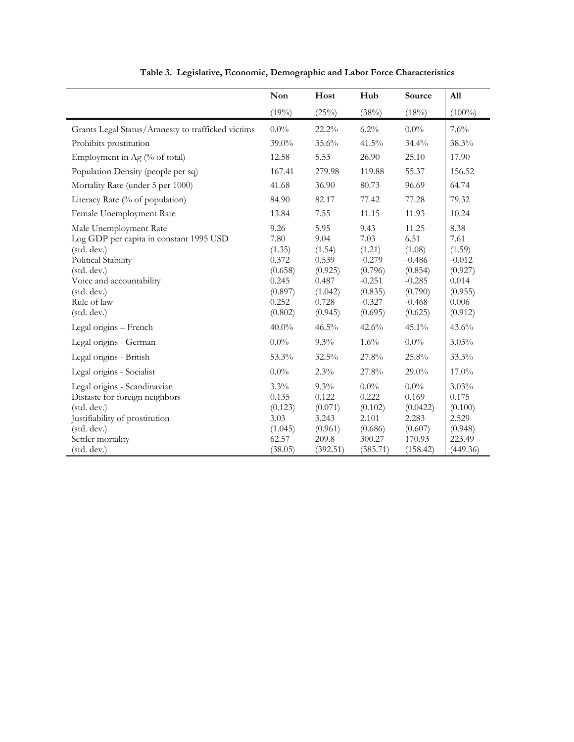**Table 3. Legislative, Economic, Demographic and Labor Force Characteristics**

| | Non | Host | Hub | Source | All |
|---|---|---|---|---|---|
| | (19%) | (25%) | (38%) | (18%) | (100%) |
| Grants Legal Status/Amnesty to trafficked victims | 0.0% | 22.2% | 6.2% | 0.0% | 7.6% |
| Prohibits prostitution | 39.0% | 35.6% | 41.5% | 34.4% | 38.3% |
| Employment in Ag (% of total) | 12.58 | 5.53 | 26.90 | 25.10 | 17.90 |
| Population Density (people per sq) | 167.41 | 279.98 | 119.88 | 55.37 | 156.52 |
| Mortality Rate (under 5 per 1000) | 41.68 | 36.90 | 80.73 | 96.69 | 64.74 |
| Literacy Rate (% of population) | 84.90 | 82.17 | 77.42 | 77.28 | 79.32 |
| Female Unemployment Rate | 13.84 | 7.55 | 11.15 | 11.93 | 10.24 |
| Male Unemployment Rate | 9.26 | 5.95 | 9.43 | 11.25 | 8.38 |
| Log GDP per capita in constant 1995 USD | 7.80 | 9.04 | 7.03 | 6.51 | 7.61 |
| (std. dev.) | (1.35) | (1.54) | (1.21) | (1.08) | (1.59) |
| Political Stability | 0.372 | 0.539 | -0.279 | -0.486 | -0.012 |
| (std. dev.) | (0.658) | (0.925) | (0.796) | (0.854) | (0.927) |
| Voice and accountability | 0.245 | 0.487 | -0.251 | -0.285 | 0.014 |
| (std. dev.) | (0.897) | (1.042) | (0.835) | (0.790) | (0.955) |
| Rule of law | 0.252 | 0.728 | -0.327 | -0.468 | 0.006 |
| (std. dev.) | (0.802) | (0.945) | (0.695) | (0.625) | (0.912) |
| Legal origins – French | 40.0% | 46.5% | 42.6% | 45.1% | 43.6% |
| Legal origins - German | 0.0% | 9.3% | 1.6% | 0.0% | 3.03% |
| Legal origins - British | 53.3% | 32.5% | 27.8% | 25.8% | 33.3% |
| Legal origins - Socialist | 0.0% | 2.3% | 27.8% | 29.0% | 17.0% |
| Legal origins - Scandinavian | 3.3% | 9.3% | 0.0% | 0.0% | 3.03% |
| Distaste for foreign neighbors | 0.135 | 0.122 | 0.222 | 0.169 | 0.175 |
| (std. dev.) | (0.123) | (0.071) | (0.102) | (0.0422) | (0.100) |
| Justifiability of prostitution | 3.03 | 3.243 | 2.101 | 2.283 | 2.529 |
| (std. dev.) | (1.045) | (0.961) | (0.686) | (0.607) | (0.948) |
| Settler mortality | 62.57 | 209.8 | 300.27 | 170.93 | 223.49 |
| (std. dev.) | (38.05) | (392.51) | (585.71) | (158.42) | (449.36) |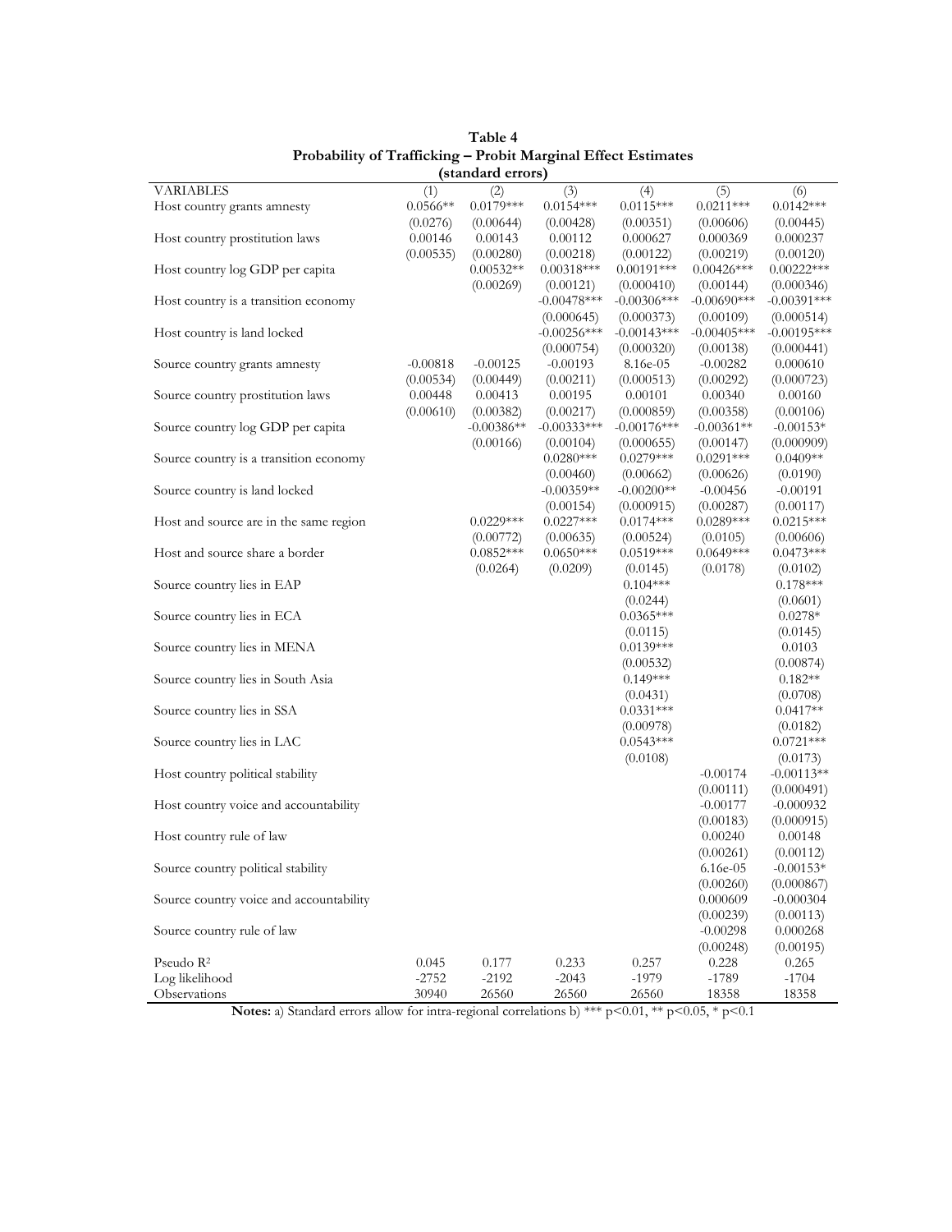**Table 4**
**Probability of Trafficking – Probit Marginal Effect Estimates**
**(standard errors)**

| VARIABLES | (1) | (2) | (3) | (4) | (5) | (6) |
|---|---|---|---|---|---|---|
| Host country grants amnesty | 0.0566** | 0.0179*** | 0.0154*** | 0.0115*** | 0.0211*** | 0.0142*** |
| | (0.0276) | (0.00644) | (0.00428) | (0.00351) | (0.00606) | (0.00445) |
| Host country prostitution laws | 0.00146 | 0.00143 | 0.00112 | 0.000627 | 0.000369 | 0.000237 |
| | (0.00535) | (0.00280) | (0.00218) | (0.00122) | (0.00219) | (0.00120) |
| Host country log GDP per capita | | 0.00532** | 0.00318*** | 0.00191*** | 0.00426*** | 0.00222*** |
| | | (0.00269) | (0.00121) | (0.000410) | (0.00144) | (0.000346) |
| Host country is a transition economy | | | -0.00478*** | -0.00306*** | -0.00690*** | -0.00391*** |
| | | | (0.000645) | (0.000373) | (0.00109) | (0.000514) |
| Host country is land locked | | | -0.00256*** | -0.00143*** | -0.00405*** | -0.00195*** |
| | | | (0.000754) | (0.000320) | (0.00138) | (0.000441) |
| Source country grants amnesty | -0.00818 | -0.00125 | -0.00193 | 8.16e-05 | -0.00282 | 0.000610 |
| | (0.00534) | (0.00449) | (0.00211) | (0.000513) | (0.00292) | (0.000723) |
| Source country prostitution laws | 0.00448 | 0.00413 | 0.00195 | 0.00101 | 0.00340 | 0.00160 |
| | (0.00610) | (0.00382) | (0.00217) | (0.000859) | (0.00358) | (0.00106) |
| Source country log GDP per capita | | -0.00386** | -0.00333*** | -0.00176*** | -0.00361** | -0.00153* |
| | | (0.00166) | (0.00104) | (0.000655) | (0.00147) | (0.000909) |
| Source country is a transition economy | | | 0.0280*** | 0.0279*** | 0.0291*** | 0.0409** |
| | | | (0.00460) | (0.00662) | (0.00626) | (0.0190) |
| Source country is land locked | | | -0.00359** | -0.00200** | -0.00456 | -0.00191 |
| | | | (0.00154) | (0.000915) | (0.00287) | (0.00117) |
| Host and source are in the same region | | 0.0229*** | 0.0227*** | 0.0174*** | 0.0289*** | 0.0215*** |
| | | (0.00772) | (0.00635) | (0.00524) | (0.0105) | (0.00606) |
| Host and source share a border | | 0.0852*** | 0.0650*** | 0.0519*** | 0.0649*** | 0.0473*** |
| | | (0.0264) | (0.0209) | (0.0145) | (0.0178) | (0.0102) |
| Source country lies in EAP | | | | 0.104*** | | 0.178*** |
| | | | | (0.0244) | | (0.0601) |
| Source country lies in ECA | | | | 0.0365*** | | 0.0278* |
| | | | | (0.0115) | | (0.0145) |
| Source country lies in MENA | | | | 0.0139*** | | 0.0103 |
| | | | | (0.00532) | | (0.00874) |
| Source country lies in South Asia | | | | 0.149*** | | 0.182** |
| | | | | (0.0431) | | (0.0708) |
| Source country lies in SSA | | | | 0.0331*** | | 0.0417** |
| | | | | (0.00978) | | (0.0182) |
| Source country lies in LAC | | | | 0.0543*** | | 0.0721*** |
| | | | | (0.0108) | | (0.0173) |
| Host country political stability | | | | | -0.00174 | -0.00113** |
| | | | | | (0.00111) | (0.000491) |
| Host country voice and accountability | | | | | -0.00177 | -0.000932 |
| | | | | | (0.00183) | (0.000915) |
| Host country rule of law | | | | | 0.00240 | 0.00148 |
| | | | | | (0.00261) | (0.00112) |
| Source country political stability | | | | | 6.16e-05 | -0.00153* |
| | | | | | (0.00260) | (0.000867) |
| Source country voice and accountability | | | | | 0.000609 | -0.000304 |
| | | | | | (0.00239) | (0.00113) |
| Source country rule of law | | | | | -0.00298 | 0.000268 |
| | | | | | (0.00248) | (0.00195) |
| Pseudo $R^2$ | 0.045 | 0.177 | 0.233 | 0.257 | 0.228 | 0.265 |
| Log likelihood | -2752 | -2192 | -2043 | -1979 | -1789 | -1704 |
| Observations | 30940 | 26560 | 26560 | 26560 | 18358 | 18358 |

**Notes:** a) Standard errors allow for intra-regional correlations b) *** $p<0.01$, ** $p<0.05$, * $p<0.1$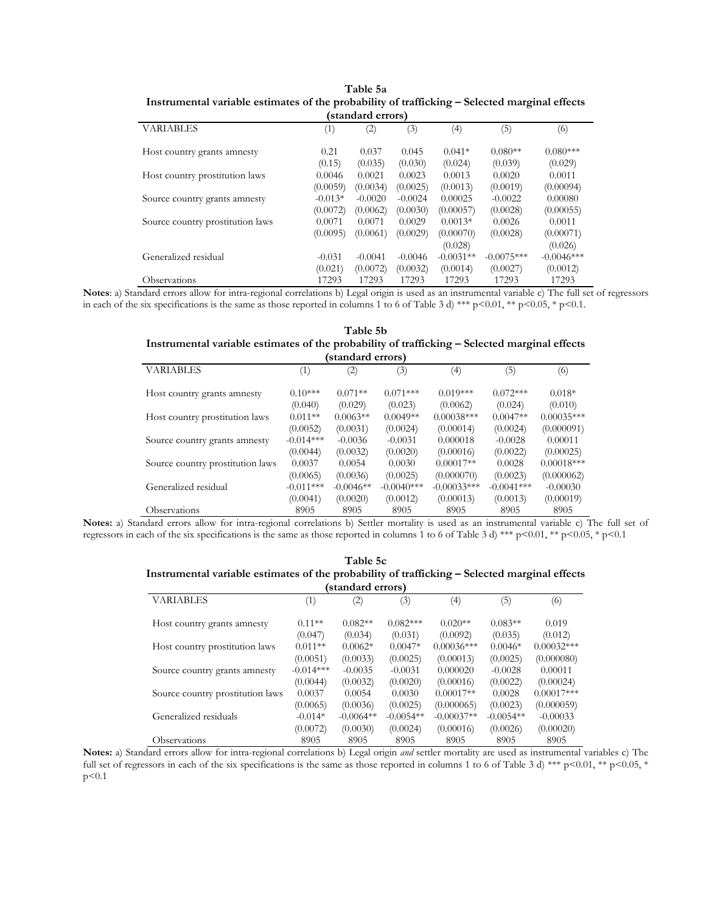**Table 5a**
**Instrumental variable estimates of the probability of trafficking – Selected marginal effects (standard errors)**

| VARIABLES | (1) | (2) | (3) | (4) | (5) | (6) |
|---|---|---|---|---|---|---|
| Host country grants amnesty | 0.21 | 0.037 | 0.045 | 0.041* | 0.080** | 0.080*** |
| | (0.15) | (0.035) | (0.030) | (0.024) | (0.039) | (0.029) |
| Host country prostitution laws | 0.0046 | 0.0021 | 0.0023 | 0.0013 | 0.0020 | 0.0011 |
| | (0.0059) | (0.0034) | (0.0025) | (0.0013) | (0.0019) | (0.00094) |
| Source country grants amnesty | -0.013* | -0.0020 | -0.0024 | 0.00025 | -0.0022 | 0.00080 |
| | (0.0072) | (0.0062) | (0.0030) | (0.00057) | (0.0028) | (0.00055) |
| Source country prostitution laws | 0.0071 | 0.0071 | 0.0029 | 0.0013* | 0.0026 | 0.0011 |
| | (0.0095) | (0.0061) | (0.0029) | (0.00070) | (0.0028) | (0.00071) |
| | | | | (0.028) | | (0.026) |
| Generalized residual | -0.031 | -0.0041 | -0.0046 | -0.0031** | -0.0075*** | -0.0046*** |
| | (0.021) | (0.0072) | (0.0032) | (0.0014) | (0.0027) | (0.0012) |
| Observations | 17293 | 17293 | 17293 | 17293 | 17293 | 17293 |

**Notes**: a) Standard errors allow for intra-regional correlations b) Legal origin is used as an instrumental variable c) The full set of regressors in each of the six specifications is the same as those reported in columns 1 to 6 of Table 3 d) *** p<0.01, ** p<0.05, * p<0.1.

**Table 5b**
**Instrumental variable estimates of the probability of trafficking – Selected marginal effects (standard errors)**

| VARIABLES | (1) | (2) | (3) | (4) | (5) | (6) |
|---|---|---|---|---|---|---|
| Host country grants amnesty | 0.10*** | 0.071** | 0.071*** | 0.019*** | 0.072*** | 0.018* |
| | (0.040) | (0.029) | (0.023) | (0.0062) | (0.024) | (0.010) |
| Host country prostitution laws | 0.011** | 0.0063** | 0.0049** | 0.00038*** | 0.0047** | 0.00035*** |
| | (0.0052) | (0.0031) | (0.0024) | (0.00014) | (0.0024) | (0.000091) |
| Source country grants amnesty | -0.014*** | -0.0036 | -0.0031 | 0.000018 | -0.0028 | 0.00011 |
| | (0.0044) | (0.0032) | (0.0020) | (0.00016) | (0.0022) | (0.00025) |
| Source country prostitution laws | 0.0037 | 0.0054 | 0.0030 | 0.00017** | 0.0028 | 0.00018*** |
| | (0.0065) | (0.0036) | (0.0025) | (0.000070) | (0.0023) | (0.000062) |
| Generalized residual | -0.011*** | -0.0046** | -0.0040*** | -0.00033*** | -0.0041*** | -0.00030 |
| | (0.0041) | (0.0020) | (0.0012) | (0.00013) | (0.0013) | (0.00019) |
| Observations | 8905 | 8905 | 8905 | 8905 | 8905 | 8905 |

**Notes:** a) Standard errors allow for intra-regional correlations b) Settler mortality is used as an instrumental variable c) The full set of regressors in each of the six specifications is the same as those reported in columns 1 to 6 of Table 3 d) *** p<0.01, ** p<0.05, * p<0.1

**Table 5c**
**Instrumental variable estimates of the probability of trafficking – Selected marginal effects (standard errors)**

| VARIABLES | (1) | (2) | (3) | (4) | (5) | (6) |
|---|---|---|---|---|---|---|
| Host country grants amnesty | 0.11** | 0.082** | 0.082*** | 0.020** | 0.083** | 0.019 |
| | (0.047) | (0.034) | (0.031) | (0.0092) | (0.035) | (0.012) |
| Host country prostitution laws | 0.011** | 0.0062* | 0.0047* | 0.00036*** | 0.0046* | 0.00032*** |
| | (0.0051) | (0.0033) | (0.0025) | (0.00013) | (0.0025) | (0.000080) |
| Source country grants amnesty | -0.014*** | -0.0035 | -0.0031 | 0.000020 | -0.0028 | 0.00011 |
| | (0.0044) | (0.0032) | (0.0020) | (0.00016) | (0.0022) | (0.00024) |
| Source country prostitution laws | 0.0037 | 0.0054 | 0.0030 | 0.00017** | 0.0028 | 0.00017*** |
| | (0.0065) | (0.0036) | (0.0025) | (0.000065) | (0.0023) | (0.000059) |
| Generalized residuals | -0.014* | -0.0064** | -0.0054** | -0.00037** | -0.0054** | -0.00033 |
| | (0.0072) | (0.0030) | (0.0024) | (0.00016) | (0.0026) | (0.00020) |
| Observations | 8905 | 8905 | 8905 | 8905 | 8905 | 8905 |

**Notes:** a) Standard errors allow for intra-regional correlations b) Legal origin *and* settler mortality are used as instrumental variables c) The full set of regressors in each of the six specifications is the same as those reported in columns 1 to 6 of Table 3 d) *** p<0.01, ** p<0.05, * p<0.1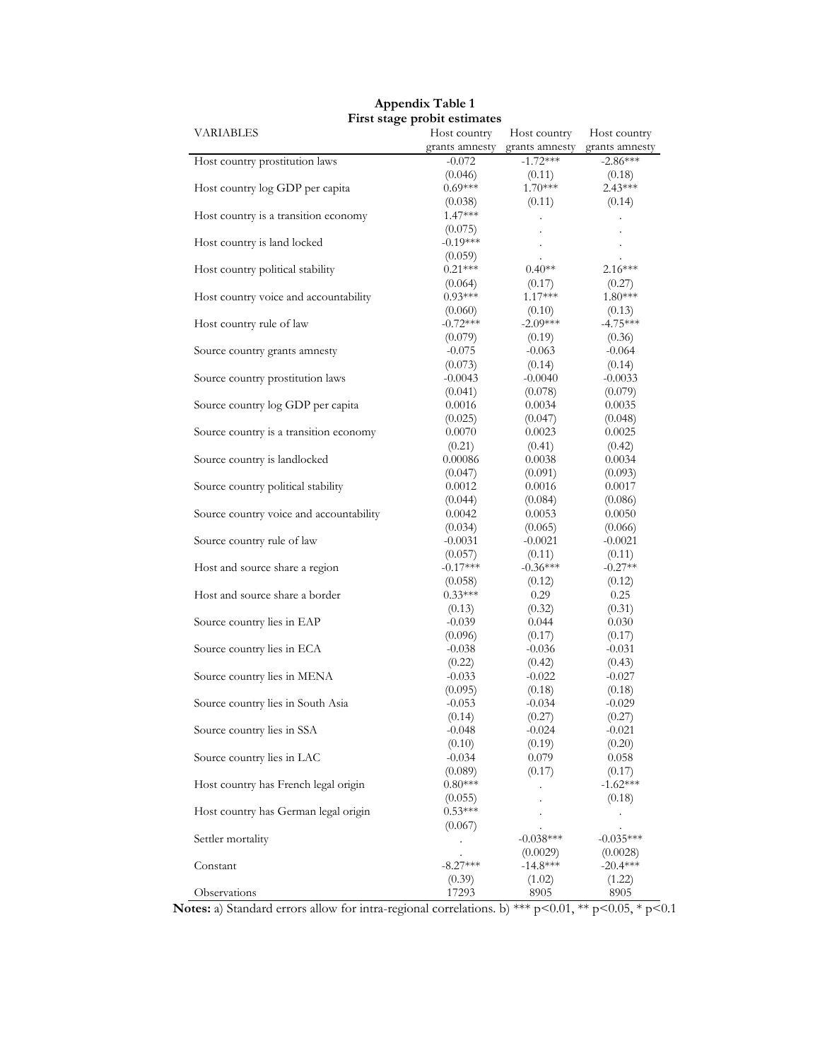**Appendix Table 1**
**First stage probit estimates**

| VARIABLES | Host country grants amnesty | Host country grants amnesty | Host country grants amnesty |
|---|---|---|---|
| Host country prostitution laws | -0.072 | -1.72*** | -2.86*** |
| | (0.046) | (0.11) | (0.18) |
| Host country log GDP per capita | 0.69*** | 1.70*** | 2.43*** |
| | (0.038) | (0.11) | (0.14) |
| Host country is a transition economy | 1.47*** | . | . |
| | (0.075) | . | . |
| Host country is land locked | -0.19*** | . | . |
| | (0.059) | . | . |
| Host country political stability | 0.21*** | 0.40** | 2.16*** |
| | (0.064) | (0.17) | (0.27) |
| Host country voice and accountability | 0.93*** | 1.17*** | 1.80*** |
| | (0.060) | (0.10) | (0.13) |
| Host country rule of law | -0.72*** | -2.09*** | -4.75*** |
| | (0.079) | (0.19) | (0.36) |
| Source country grants amnesty | -0.075 | -0.063 | -0.064 |
| | (0.073) | (0.14) | (0.14) |
| Source country prostitution laws | -0.0043 | -0.0040 | -0.0033 |
| | (0.041) | (0.078) | (0.079) |
| Source country log GDP per capita | 0.0016 | 0.0034 | 0.0035 |
| | (0.025) | (0.047) | (0.048) |
| Source country is a transition economy | 0.0070 | 0.0023 | 0.0025 |
| | (0.21) | (0.41) | (0.42) |
| Source country is landlocked | 0.00086 | 0.0038 | 0.0034 |
| | (0.047) | (0.091) | (0.093) |
| Source country political stability | 0.0012 | 0.0016 | 0.0017 |
| | (0.044) | (0.084) | (0.086) |
| Source country voice and accountability | 0.0042 | 0.0053 | 0.0050 |
| | (0.034) | (0.065) | (0.066) |
| Source country rule of law | -0.0031 | -0.0021 | -0.0021 |
| | (0.057) | (0.11) | (0.11) |
| Host and source share a region | -0.17*** | -0.36*** | -0.27** |
| | (0.058) | (0.12) | (0.12) |
| Host and source share a border | 0.33*** | 0.29 | 0.25 |
| | (0.13) | (0.32) | (0.31) |
| Source country lies in EAP | -0.039 | 0.044 | 0.030 |
| | (0.096) | (0.17) | (0.17) |
| Source country lies in ECA | -0.038 | -0.036 | -0.031 |
| | (0.22) | (0.42) | (0.43) |
| Source country lies in MENA | -0.033 | -0.022 | -0.027 |
| | (0.095) | (0.18) | (0.18) |
| Source country lies in South Asia | -0.053 | -0.034 | -0.029 |
| | (0.14) | (0.27) | (0.27) |
| Source country lies in SSA | -0.048 | -0.024 | -0.021 |
| | (0.10) | (0.19) | (0.20) |
| Source country lies in LAC | -0.034 | 0.079 | 0.058 |
| | (0.089) | (0.17) | (0.17) |
| Host country has French legal origin | 0.80*** | . | -1.62*** |
| | (0.055) | . | (0.18) |
| Host country has German legal origin | 0.53*** | . | . |
| | (0.067) | . | . |
| Settler mortality | . | -0.038*** | -0.035*** |
| | . | (0.0029) | (0.0028) |
| Constant | -8.27*** | -14.8*** | -20.4*** |
| | (0.39) | (1.02) | (1.22) |
| Observations | 17293 | 8905 | 8905 |

**Notes:** a) Standard errors allow for intra-regional correlations. b) *** p<0.01, ** p<0.05, * p<0.1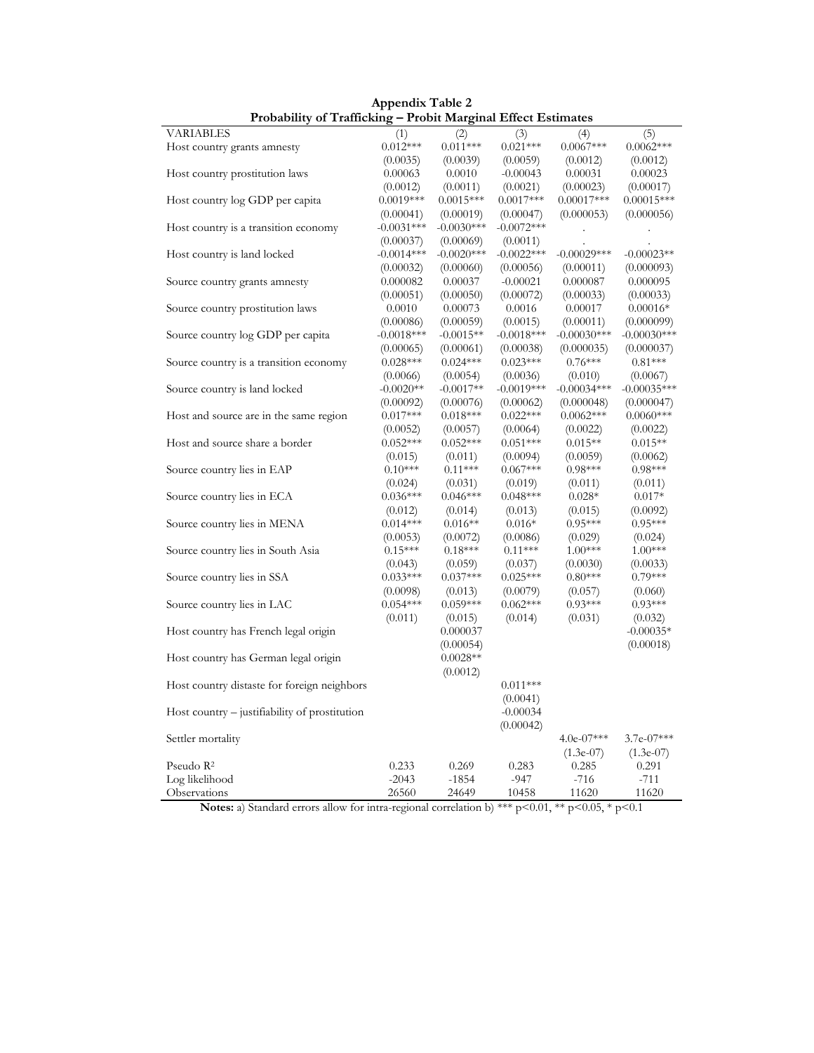**Appendix Table 2**
**Probability of Trafficking – Probit Marginal Effect Estimates**

| VARIABLES | (1) | (2) | (3) | (4) | (5) |
|---|---|---|---|---|---|
| Host country grants amnesty | 0.012*** | 0.011*** | 0.021*** | 0.0067*** | 0.0062*** |
| | (0.0035) | (0.0039) | (0.0059) | (0.0012) | (0.0012) |
| Host country prostitution laws | 0.00063 | 0.0010 | -0.00043 | 0.00031 | 0.00023 |
| | (0.0012) | (0.0011) | (0.0021) | (0.00023) | (0.00017) |
| Host country log GDP per capita | 0.0019*** | 0.0015*** | 0.0017*** | 0.00017*** | 0.00015*** |
| | (0.00041) | (0.00019) | (0.00047) | (0.000053) | (0.000056) |
| Host country is a transition economy | -0.0031*** | -0.0030*** | -0.0072*** | . | . |
| | (0.00037) | (0.00069) | (0.0011) | . | . |
| Host country is land locked | -0.0014*** | -0.0020*** | -0.0022*** | -0.00029*** | -0.00023** |
| | (0.00032) | (0.00060) | (0.00056) | (0.00011) | (0.000093) |
| Source country grants amnesty | 0.000082 | 0.00037 | -0.00021 | 0.000087 | 0.000095 |
| | (0.00051) | (0.00050) | (0.00072) | (0.00033) | (0.00033) |
| Source country prostitution laws | 0.0010 | 0.00073 | 0.0016 | 0.00017 | 0.00016* |
| | (0.00086) | (0.00059) | (0.0015) | (0.00011) | (0.000099) |
| Source country log GDP per capita | -0.0018*** | -0.0015** | -0.0018*** | -0.00030*** | -0.00030*** |
| | (0.00065) | (0.00061) | (0.00038) | (0.000035) | (0.000037) |
| Source country is a transition economy | 0.028*** | 0.024*** | 0.023*** | 0.76*** | 0.81*** |
| | (0.0066) | (0.0054) | (0.0036) | (0.010) | (0.0067) |
| Source country is land locked | -0.0020** | -0.0017** | -0.0019*** | -0.00034*** | -0.00035*** |
| | (0.00092) | (0.00076) | (0.00062) | (0.000048) | (0.000047) |
| Host and source are in the same region | 0.017*** | 0.018*** | 0.022*** | 0.0062*** | 0.0060*** |
| | (0.0052) | (0.0057) | (0.0064) | (0.0022) | (0.0022) |
| Host and source share a border | 0.052*** | 0.052*** | 0.051*** | 0.015** | 0.015** |
| | (0.015) | (0.011) | (0.0094) | (0.0059) | (0.0062) |
| Source country lies in EAP | 0.10*** | 0.11*** | 0.067*** | 0.98*** | 0.98*** |
| | (0.024) | (0.031) | (0.019) | (0.011) | (0.011) |
| Source country lies in ECA | 0.036*** | 0.046*** | 0.048*** | 0.028* | 0.017* |
| | (0.012) | (0.014) | (0.013) | (0.015) | (0.0092) |
| Source country lies in MENA | 0.014*** | 0.016** | 0.016* | 0.95*** | 0.95*** |
| | (0.0053) | (0.0072) | (0.0086) | (0.029) | (0.024) |
| Source country lies in South Asia | 0.15*** | 0.18*** | 0.11*** | 1.00*** | 1.00*** |
| | (0.043) | (0.059) | (0.037) | (0.0030) | (0.0033) |
| Source country lies in SSA | 0.033*** | 0.037*** | 0.025*** | 0.80*** | 0.79*** |
| | (0.0098) | (0.013) | (0.0079) | (0.057) | (0.060) |
| Source country lies in LAC | 0.054*** | 0.059*** | 0.062*** | 0.93*** | 0.93*** |
| | (0.011) | (0.015) | (0.014) | (0.031) | (0.032) |
| Host country has French legal origin | | 0.000037 | | | -0.00035* |
| | | (0.00054) | | | (0.00018) |
| Host country has German legal origin | | 0.0028** | | | |
| | | (0.0012) | | | |
| Host country distaste for foreign neighbors | | | 0.011*** | | |
| | | | (0.0041) | | |
| Host country – justifiability of prostitution | | | -0.00034 | | |
| | | | (0.00042) | | |
| Settler mortality | | | | 4.0e-07*** | 3.7e-07*** |
| | | | | (1.3e-07) | (1.3e-07) |
| Pseudo $R^2$ | 0.233 | 0.269 | 0.283 | 0.285 | 0.291 |
| Log likelihood | -2043 | -1854 | -947 | -716 | -711 |
| Observations | 26560 | 24649 | 10458 | 11620 | 11620 |

**Notes:** a) Standard errors allow for intra-regional correlation b) *** p<0.01, ** p<0.05, * p<0.1